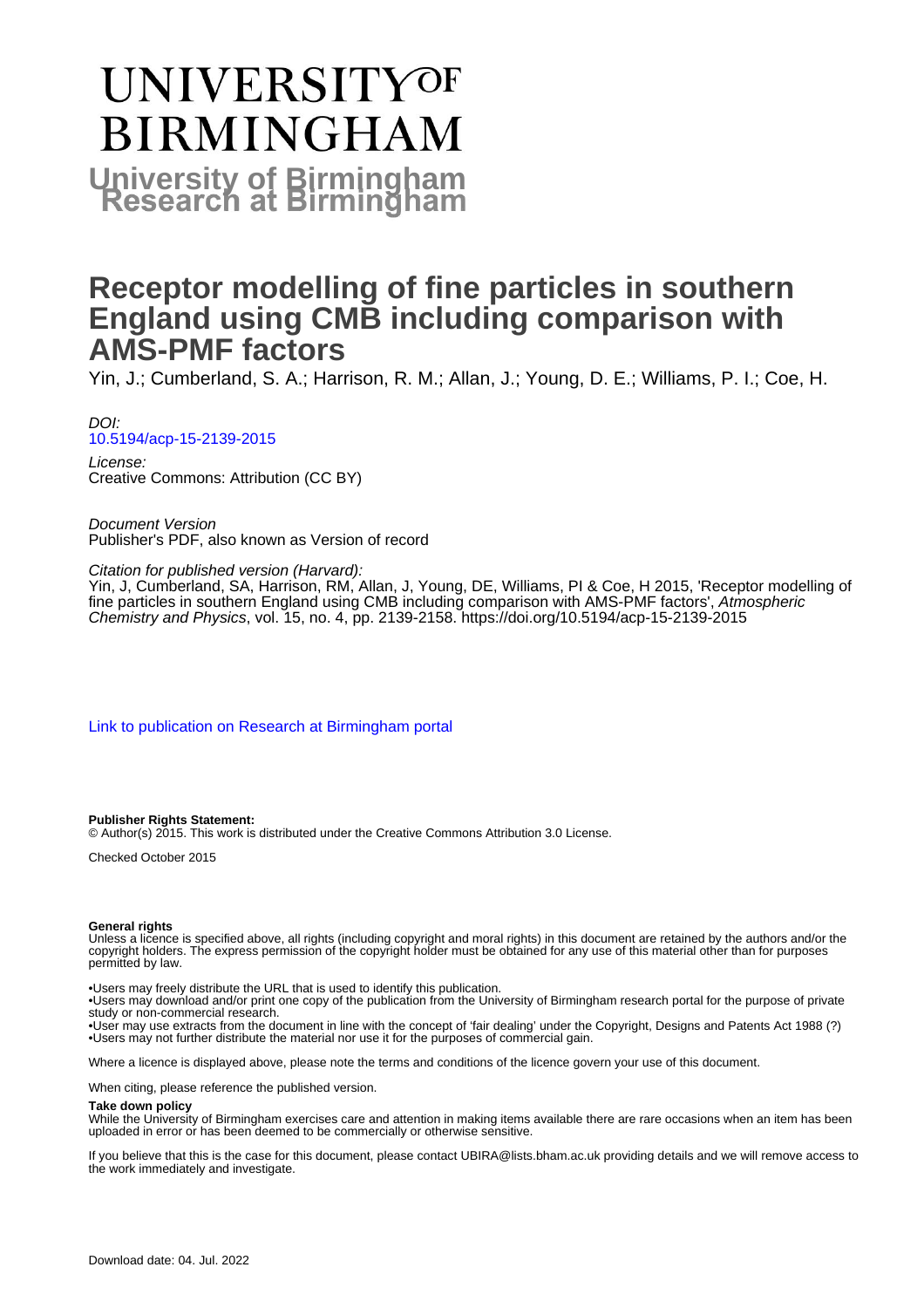# UNIVERSITY OF BIRMINGHAM

## University of Birmingham Research at Birmingham

# Receptor modelling of fine particles in southern England using CMB including comparison with AMS-PMF factors

Yin, J.; Cumberland, S. A.; Harrison, R. M.; Allan, J.; Young, D. E.; Williams, P. I.; Coe, H.

*DOI:*
10.5194/acp-15-2139-2015

*License:*
Creative Commons: Attribution (CC BY)

*Document Version*
Publisher's PDF, also known as Version of record

*Citation for published version (Harvard):*
Yin, J, Cumberland, SA, Harrison, RM, Allan, J, Young, DE, Williams, PI & Coe, H 2015, 'Receptor modelling of fine particles in southern England using CMB including comparison with AMS-PMF factors', *Atmospheric Chemistry and Physics*, vol. 15, no. 4, pp. 2139-2158. https://doi.org/10.5194/acp-15-2139-2015

Link to publication on Research at Birmingham portal

**Publisher Rights Statement:**
© Author(s) 2015. This work is distributed under the Creative Commons Attribution 3.0 License.

Checked October 2015

**General rights**
Unless a licence is specified above, all rights (including copyright and moral rights) in this document are retained by the authors and/or the copyright holders. The express permission of the copyright holder must be obtained for any use of this material other than for purposes permitted by law.

•Users may freely distribute the URL that is used to identify this publication.
•Users may download and/or print one copy of the publication from the University of Birmingham research portal for the purpose of private study or non-commercial research.
•User may use extracts from the document in line with the concept of 'fair dealing' under the Copyright, Designs and Patents Act 1988 (?)
•Users may not further distribute the material nor use it for the purposes of commercial gain.

Where a licence is displayed above, please note the terms and conditions of the licence govern your use of this document.

When citing, please reference the published version.

**Take down policy**
While the University of Birmingham exercises care and attention in making items available there are rare occasions when an item has been uploaded in error or has been deemed to be commercially or otherwise sensitive.

If you believe that this is the case for this document, please contact UBIRA@lists.bham.ac.uk providing details and we will remove access to the work immediately and investigate.

Download date: 04. Jul. 2022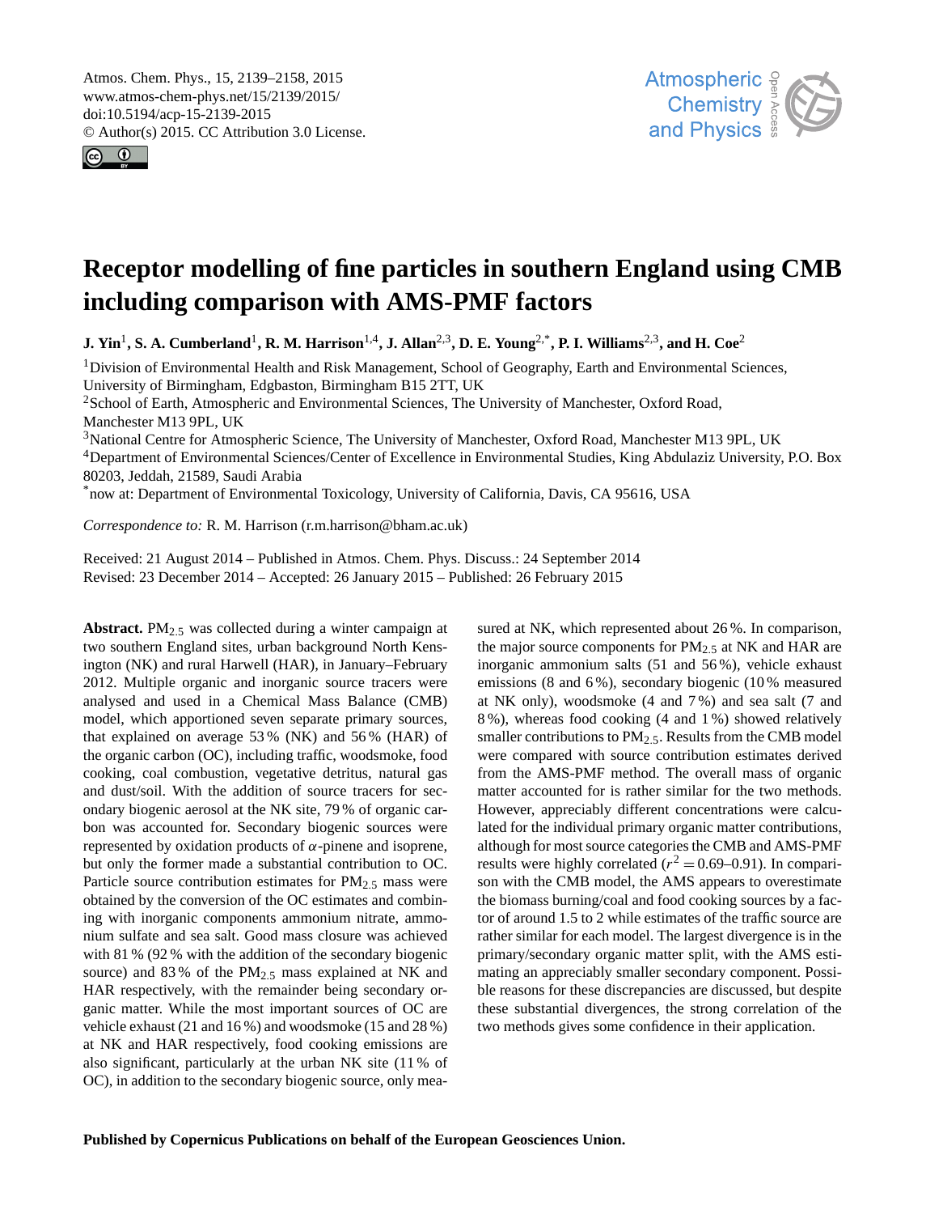Atmos. Chem. Phys., 15, 2139–2158, 2015
www.atmos-chem-phys.net/15/2139/2015/
doi:10.5194/acp-15-2139-2015
© Author(s) 2015. CC Attribution 3.0 License.

# Receptor modelling of fine particles in southern England using CMB including comparison with AMS-PMF factors

**J. Yin[1], S. A. Cumberland[1], R. M. Harrison[1,4], J. Allan[2,3], D. E. Young[2,*], P. I. Williams[2,3], and H. Coe[2]**

[1]Division of Environmental Health and Risk Management, School of Geography, Earth and Environmental Sciences, University of Birmingham, Edgbaston, Birmingham B15 2TT, UK

[2]School of Earth, Atmospheric and Environmental Sciences, The University of Manchester, Oxford Road, Manchester M13 9PL, UK

[3]National Centre for Atmospheric Science, The University of Manchester, Oxford Road, Manchester M13 9PL, UK

[4]Department of Environmental Sciences/Center of Excellence in Environmental Studies, King Abdulaziz University, P.O. Box 80203, Jeddah, 21589, Saudi Arabia

[*]now at: Department of Environmental Toxicology, University of California, Davis, CA 95616, USA

*Correspondence to:* R. M. Harrison (r.m.harrison@bham.ac.uk)

Received: 21 August 2014 – Published in Atmos. Chem. Phys. Discuss.: 24 September 2014
Revised: 23 December 2014 – Accepted: 26 January 2015 – Published: 26 February 2015

**Abstract.** $PM_{2.5}$ was collected during a winter campaign at two southern England sites, urban background North Kensington (NK) and rural Harwell (HAR), in January–February 2012. Multiple organic and inorganic source tracers were analysed and used in a Chemical Mass Balance (CMB) model, which apportioned seven separate primary sources, that explained on average 53 % (NK) and 56 % (HAR) of the organic carbon (OC), including traffic, woodsmoke, food cooking, coal combustion, vegetative detritus, natural gas and dust/soil. With the addition of source tracers for secondary biogenic aerosol at the NK site, 79 % of organic carbon was accounted for. Secondary biogenic sources were represented by oxidation products of $\alpha$-pinene and isoprene, but only the former made a substantial contribution to OC. Particle source contribution estimates for $PM_{2.5}$ mass were obtained by the conversion of the OC estimates and combining with inorganic components ammonium nitrate, ammonium sulfate and sea salt. Good mass closure was achieved with 81 % (92 % with the addition of the secondary biogenic source) and 83 % of the $PM_{2.5}$ mass explained at NK and HAR respectively, with the remainder being secondary organic matter. While the most important sources of OC are vehicle exhaust (21 and 16 %) and woodsmoke (15 and 28 %) at NK and HAR respectively, food cooking emissions are also significant, particularly at the urban NK site (11 % of OC), in addition to the secondary biogenic source, only measured at NK, which represented about 26 %. In comparison, the major source components for $PM_{2.5}$ at NK and HAR are inorganic ammonium salts (51 and 56 %), vehicle exhaust emissions (8 and 6 %), secondary biogenic (10 % measured at NK only), woodsmoke (4 and 7 %) and sea salt (7 and 8 %), whereas food cooking (4 and 1 %) showed relatively smaller contributions to $PM_{2.5}$. Results from the CMB model were compared with source contribution estimates derived from the AMS-PMF method. The overall mass of organic matter accounted for is rather similar for the two methods. However, appreciably different concentrations were calculated for the individual primary organic matter contributions, although for most source categories the CMB and AMS-PMF results were highly correlated ($r^2 = 0.69$–$0.91$). In comparison with the CMB model, the AMS appears to overestimate the biomass burning/coal and food cooking sources by a factor of around 1.5 to 2 while estimates of the traffic source are rather similar for each model. The largest divergence is in the primary/secondary organic matter split, with the AMS estimating an appreciably smaller secondary component. Possible reasons for these discrepancies are discussed, but despite these substantial divergences, the strong correlation of the two methods gives some confidence in their application.

**Published by Copernicus Publications on behalf of the European Geosciences Union.**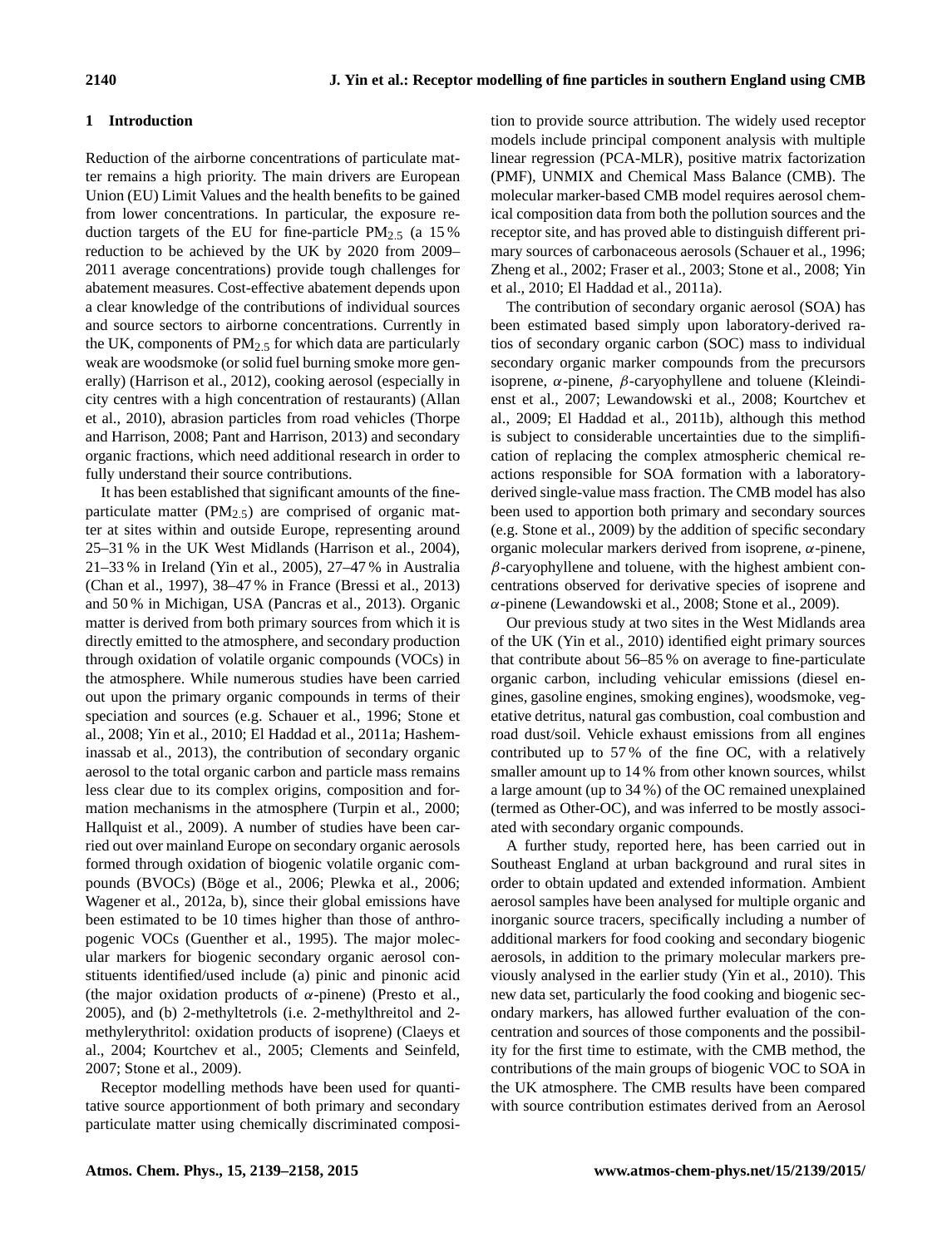## 1 Introduction

Reduction of the airborne concentrations of particulate matter remains a high priority. The main drivers are European Union (EU) Limit Values and the health benefits to be gained from lower concentrations. In particular, the exposure reduction targets of the EU for fine-particle $PM_{2.5}$ (a 15 % reduction to be achieved by the UK by 2020 from 2009–2011 average concentrations) provide tough challenges for abatement measures. Cost-effective abatement depends upon a clear knowledge of the contributions of individual sources and source sectors to airborne concentrations. Currently in the UK, components of $PM_{2.5}$ for which data are particularly weak are woodsmoke (or solid fuel burning smoke more generally) (Harrison et al., 2012), cooking aerosol (especially in city centres with a high concentration of restaurants) (Allan et al., 2010), abrasion particles from road vehicles (Thorpe and Harrison, 2008; Pant and Harrison, 2013) and secondary organic fractions, which need additional research in order to fully understand their source contributions.

It has been established that significant amounts of the fine-particulate matter ($PM_{2.5}$) are comprised of organic matter at sites within and outside Europe, representing around 25–31 % in the UK West Midlands (Harrison et al., 2004), 21–33 % in Ireland (Yin et al., 2005), 27–47 % in Australia (Chan et al., 1997), 38–47 % in France (Bressi et al., 2013) and 50 % in Michigan, USA (Pancras et al., 2013). Organic matter is derived from both primary sources from which it is directly emitted to the atmosphere, and secondary production through oxidation of volatile organic compounds (VOCs) in the atmosphere. While numerous studies have been carried out upon the primary organic compounds in terms of their speciation and sources (e.g. Schauer et al., 1996; Stone et al., 2008; Yin et al., 2010; El Haddad et al., 2011a; Hasheminassab et al., 2013), the contribution of secondary organic aerosol to the total organic carbon and particle mass remains less clear due to its complex origins, composition and formation mechanisms in the atmosphere (Turpin et al., 2000; Hallquist et al., 2009). A number of studies have been carried out over mainland Europe on secondary organic aerosols formed through oxidation of biogenic volatile organic compounds (BVOCs) (Böge et al., 2006; Plewka et al., 2006; Wagener et al., 2012a, b), since their global emissions have been estimated to be 10 times higher than those of anthropogenic VOCs (Guenther et al., 1995). The major molecular markers for biogenic secondary organic aerosol constituents identified/used include (a) pinic and pinonic acid (the major oxidation products of $\alpha$-pinene) (Presto et al., 2005), and (b) 2-methyltetrols (i.e. 2-methylthreitol and 2-methylerythritol: oxidation products of isoprene) (Claeys et al., 2004; Kourtchev et al., 2005; Clements and Seinfeld, 2007; Stone et al., 2009).

Receptor modelling methods have been used for quantitative source apportionment of both primary and secondary particulate matter using chemically discriminated composition to provide source attribution. The widely used receptor models include principal component analysis with multiple linear regression (PCA-MLR), positive matrix factorization (PMF), UNMIX and Chemical Mass Balance (CMB). The molecular marker-based CMB model requires aerosol chemical composition data from both the pollution sources and the receptor site, and has proved able to distinguish different primary sources of carbonaceous aerosols (Schauer et al., 1996; Zheng et al., 2002; Fraser et al., 2003; Stone et al., 2008; Yin et al., 2010; El Haddad et al., 2011a).

The contribution of secondary organic aerosol (SOA) has been estimated based simply upon laboratory-derived ratios of secondary organic carbon (SOC) mass to individual secondary organic marker compounds from the precursors isoprene, $\alpha$-pinene, $\beta$-caryophyllene and toluene (Kleindienst et al., 2007; Lewandowski et al., 2008; Kourtchev et al., 2009; El Haddad et al., 2011b), although this method is subject to considerable uncertainties due to the simplification of replacing the complex atmospheric chemical reactions responsible for SOA formation with a laboratory-derived single-value mass fraction. The CMB model has also been used to apportion both primary and secondary sources (e.g. Stone et al., 2009) by the addition of specific secondary organic molecular markers derived from isoprene, $\alpha$-pinene, $\beta$-caryophyllene and toluene, with the highest ambient concentrations observed for derivative species of isoprene and $\alpha$-pinene (Lewandowski et al., 2008; Stone et al., 2009).

Our previous study at two sites in the West Midlands area of the UK (Yin et al., 2010) identified eight primary sources that contribute about 56–85 % on average to fine-particulate organic carbon, including vehicular emissions (diesel engines, gasoline engines, smoking engines), woodsmoke, vegetative detritus, natural gas combustion, coal combustion and road dust/soil. Vehicle exhaust emissions from all engines contributed up to 57 % of the fine OC, with a relatively smaller amount up to 14 % from other known sources, whilst a large amount (up to 34 %) of the OC remained unexplained (termed as Other-OC), and was inferred to be mostly associated with secondary organic compounds.

A further study, reported here, has been carried out in Southeast England at urban background and rural sites in order to obtain updated and extended information. Ambient aerosol samples have been analysed for multiple organic and inorganic source tracers, specifically including a number of additional markers for food cooking and secondary biogenic aerosols, in addition to the primary molecular markers previously analysed in the earlier study (Yin et al., 2010). This new data set, particularly the food cooking and biogenic secondary markers, has allowed further evaluation of the concentration and sources of those components and the possibility for the first time to estimate, with the CMB method, the contributions of the main groups of biogenic VOC to SOA in the UK atmosphere. The CMB results have been compared with source contribution estimates derived from an Aerosol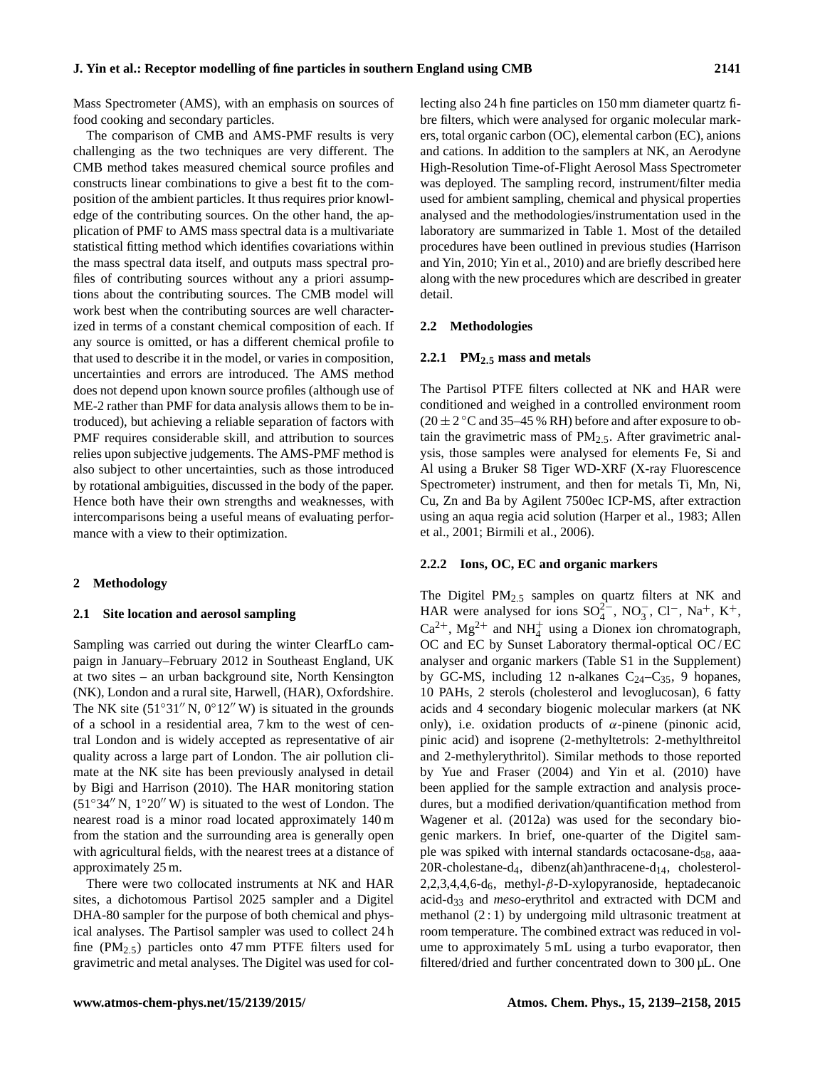Mass Spectrometer (AMS), with an emphasis on sources of food cooking and secondary particles.

The comparison of CMB and AMS-PMF results is very challenging as the two techniques are very different. The CMB method takes measured chemical source profiles and constructs linear combinations to give a best fit to the composition of the ambient particles. It thus requires prior knowledge of the contributing sources. On the other hand, the application of PMF to AMS mass spectral data is a multivariate statistical fitting method which identifies covariations within the mass spectral data itself, and outputs mass spectral profiles of contributing sources without any a priori assumptions about the contributing sources. The CMB model will work best when the contributing sources are well characterized in terms of a constant chemical composition of each. If any source is omitted, or has a different chemical profile to that used to describe it in the model, or varies in composition, uncertainties and errors are introduced. The AMS method does not depend upon known source profiles (although use of ME-2 rather than PMF for data analysis allows them to be introduced), but achieving a reliable separation of factors with PMF requires considerable skill, and attribution to sources relies upon subjective judgements. The AMS-PMF method is also subject to other uncertainties, such as those introduced by rotational ambiguities, discussed in the body of the paper. Hence both have their own strengths and weaknesses, with intercomparisons being a useful means of evaluating performance with a view to their optimization.

## 2 Methodology

### 2.1 Site location and aerosol sampling

Sampling was carried out during the winter ClearfLo campaign in January–February 2012 in Southeast England, UK at two sites – an urban background site, North Kensington (NK), London and a rural site, Harwell, (HAR), Oxfordshire. The NK site (51°31′′ N, 0°12′′ W) is situated in the grounds of a school in a residential area, 7 km to the west of central London and is widely accepted as representative of air quality across a large part of London. The air pollution climate at the NK site has been previously analysed in detail by Bigi and Harrison (2010). The HAR monitoring station (51°34′′ N, 1°20′′ W) is situated to the west of London. The nearest road is a minor road located approximately 140 m from the station and the surrounding area is generally open with agricultural fields, with the nearest trees at a distance of approximately 25 m.

There were two collocated instruments at NK and HAR sites, a dichotomous Partisol 2025 sampler and a Digitel DHA-80 sampler for the purpose of both chemical and physical analyses. The Partisol sampler was used to collect 24 h fine ($PM_{2.5}$) particles onto 47 mm PTFE filters used for gravimetric and metal analyses. The Digitel was used for collecting also 24 h fine particles on 150 mm diameter quartz fibre filters, which were analysed for organic molecular markers, total organic carbon (OC), elemental carbon (EC), anions and cations. In addition to the samplers at NK, an Aerodyne High-Resolution Time-of-Flight Aerosol Mass Spectrometer was deployed. The sampling record, instrument/filter media used for ambient sampling, chemical and physical properties analysed and the methodologies/instrumentation used in the laboratory are summarized in Table 1. Most of the detailed procedures have been outlined in previous studies (Harrison and Yin, 2010; Yin et al., 2010) and are briefly described here along with the new procedures which are described in greater detail.

### 2.2 Methodologies

#### 2.2.1 $PM_{2.5}$ mass and metals

The Partisol PTFE filters collected at NK and HAR were conditioned and weighed in a controlled environment room ($20 \pm 2$ °C and 35–45 % RH) before and after exposure to obtain the gravimetric mass of $PM_{2.5}$. After gravimetric analysis, those samples were analysed for elements Fe, Si and Al using a Bruker S8 Tiger WD-XRF (X-ray Fluorescence Spectrometer) instrument, and then for metals Ti, Mn, Ni, Cu, Zn and Ba by Agilent 7500ec ICP-MS, after extraction using an aqua regia acid solution (Harper et al., 1983; Allen et al., 2001; Birmili et al., 2006).

#### 2.2.2 Ions, OC, EC and organic markers

The Digitel $PM_{2.5}$ samples on quartz filters at NK and HAR were analysed for ions $SO_4^{2-}$, $NO_3^-$, $Cl^-$, $Na^+$, $K^+$, $Ca^{2+}$, $Mg^{2+}$ and $NH_4^+$ using a Dionex ion chromatograph, OC and EC by Sunset Laboratory thermal-optical OC / EC analyser and organic markers (Table S1 in the Supplement) by GC-MS, including 12 n-alkanes $C_{24}$–$C_{35}$, 9 hopanes, 10 PAHs, 2 sterols (cholesterol and levoglucosan), 6 fatty acids and 4 secondary biogenic molecular markers (at NK only), i.e. oxidation products of $\alpha$-pinene (pinonic acid, pinic acid) and isoprene (2-methyltetrols: 2-methylthreitol and 2-methylerythritol). Similar methods to those reported by Yue and Fraser (2004) and Yin et al. (2010) have been applied for the sample extraction and analysis procedures, but a modified derivation/quantification method from Wagener et al. (2012a) was used for the secondary biogenic markers. In brief, one-quarter of the Digitel sample was spiked with internal standards octacosane-$d_{58}$, aaa-20R-cholestane-$d_4$, dibenz(ah)anthracene-$d_{14}$, cholesterol-2,2,3,4,4,6-$d_6$, methyl-$\beta$-D-xylopyranoside, heptadecanoic acid-$d_{33}$ and *meso*-erythritol and extracted with DCM and methanol (2 : 1) by undergoing mild ultrasonic treatment at room temperature. The combined extract was reduced in volume to approximately 5 mL using a turbo evaporator, then filtered/dried and further concentrated down to 300 µL. One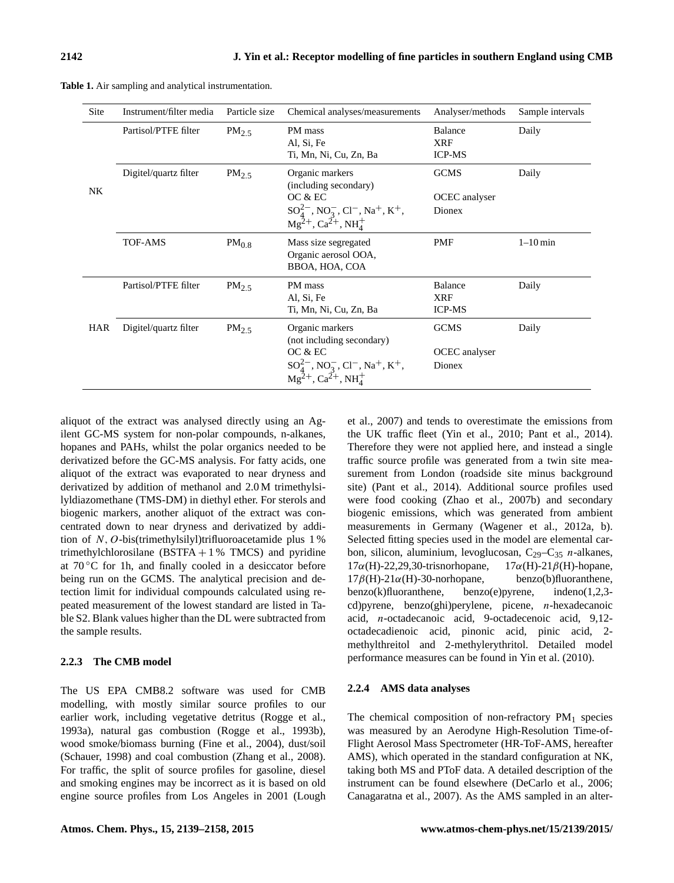**Table 1.** Air sampling and analytical instrumentation.

| Site | Instrument/filter media | Particle size | Chemical analyses/measurements | Analyser/methods | Sample intervals |
|---|---|---|---|---|---|
| NK | Partisol/PTFE filter | $PM_{2.5}$ | PM mass<br>Al, Si, Fe<br>Ti, Mn, Ni, Cu, Zn, Ba | Balance<br>XRF<br>ICP-MS | Daily |
| | Digitel/quartz filter | $PM_{2.5}$ | Organic markers<br>(including secondary)<br>OC & EC<br>$SO_4^{2-}$, $NO_3^-$, $Cl^-$, $Na^+$, $K^+$,<br>$Mg^{2+}$, $Ca^{2+}$, $NH_4^+$ | GCMS<br><br>OCEC analyser<br>Dionex | Daily |
| | TOF-AMS | $PM_{0.8}$ | Mass size segregated<br>Organic aerosol OOA,<br>BBOA, HOA, COA | PMF | 1–10 min |
| HAR | Partisol/PTFE filter | $PM_{2.5}$ | PM mass<br>Al, Si, Fe<br>Ti, Mn, Ni, Cu, Zn, Ba | Balance<br>XRF<br>ICP-MS | Daily |
| | Digitel/quartz filter | $PM_{2.5}$ | Organic markers<br>(not including secondary)<br>OC & EC<br>$SO_4^{2-}$, $NO_3^-$, $Cl^-$, $Na^+$, $K^+$,<br>$Mg^{2+}$, $Ca^{2+}$, $NH_4^+$ | GCMS<br><br>OCEC analyser<br>Dionex | Daily |

aliquot of the extract was analysed directly using an Agilent GC-MS system for non-polar compounds, n-alkanes, hopanes and PAHs, whilst the polar organics needed to be derivatized before the GC-MS analysis. For fatty acids, one aliquot of the extract was evaporated to near dryness and derivatized by addition of methanol and 2.0 M trimethylsilyldiazomethane (TMS-DM) in diethyl ether. For sterols and biogenic markers, another aliquot of the extract was concentrated down to near dryness and derivatized by addition of *N*, *O*-bis(trimethylsilyl)trifluoroacetamide plus 1 % trimethylchlorosilane (BSTFA + 1 % TMCS) and pyridine at 70 °C for 1h, and finally cooled in a desiccator before being run on the GCMS. The analytical precision and detection limit for individual compounds calculated using repeated measurement of the lowest standard are listed in Table S2. Blank values higher than the DL were subtracted from the sample results.

### 2.2.3 The CMB model

The US EPA CMB8.2 software was used for CMB modelling, with mostly similar source profiles to our earlier work, including vegetative detritus (Rogge et al., 1993a), natural gas combustion (Rogge et al., 1993b), wood smoke/biomass burning (Fine et al., 2004), dust/soil (Schauer, 1998) and coal combustion (Zhang et al., 2008). For traffic, the split of source profiles for gasoline, diesel and smoking engines may be incorrect as it is based on old engine source profiles from Los Angeles in 2001 (Lough et al., 2007) and tends to overestimate the emissions from the UK traffic fleet (Yin et al., 2010; Pant et al., 2014). Therefore they were not applied here, and instead a single traffic source profile was generated from a twin site measurement from London (roadside site minus background site) (Pant et al., 2014). Additional source profiles used were food cooking (Zhao et al., 2007b) and secondary biogenic emissions, which was generated from ambient measurements in Germany (Wagener et al., 2012a, b). Selected fitting species used in the model are elemental carbon, silicon, aluminium, levoglucosan, $C_{29}$–$C_{35}$ *n*-alkanes, 17$\alpha$(H)-22,29,30-trisnorhopane, 17$\alpha$(H)-21$\beta$(H)-hopane, 17$\beta$(H)-21$\alpha$(H)-30-norhopane, benzo(b)fluoranthene, benzo(k)fluoranthene, benzo(e)pyrene, indeno(1,2,3-cd)pyrene, benzo(ghi)perylene, picene, *n*-hexadecanoic acid, *n*-octadecanoic acid, 9-octadecenoic acid, 9,12-octadecadienoic acid, pinonic acid, pinic acid, 2-methylthreitol and 2-methylerythritol. Detailed model performance measures can be found in Yin et al. (2010).

### 2.2.4 AMS data analyses

The chemical composition of non-refractory $PM_1$ species was measured by an Aerodyne High-Resolution Time-of-Flight Aerosol Mass Spectrometer (HR-ToF-AMS, hereafter AMS), which operated in the standard configuration at NK, taking both MS and PToF data. A detailed description of the instrument can be found elsewhere (DeCarlo et al., 2006; Canagaratna et al., 2007). As the AMS sampled in an alter-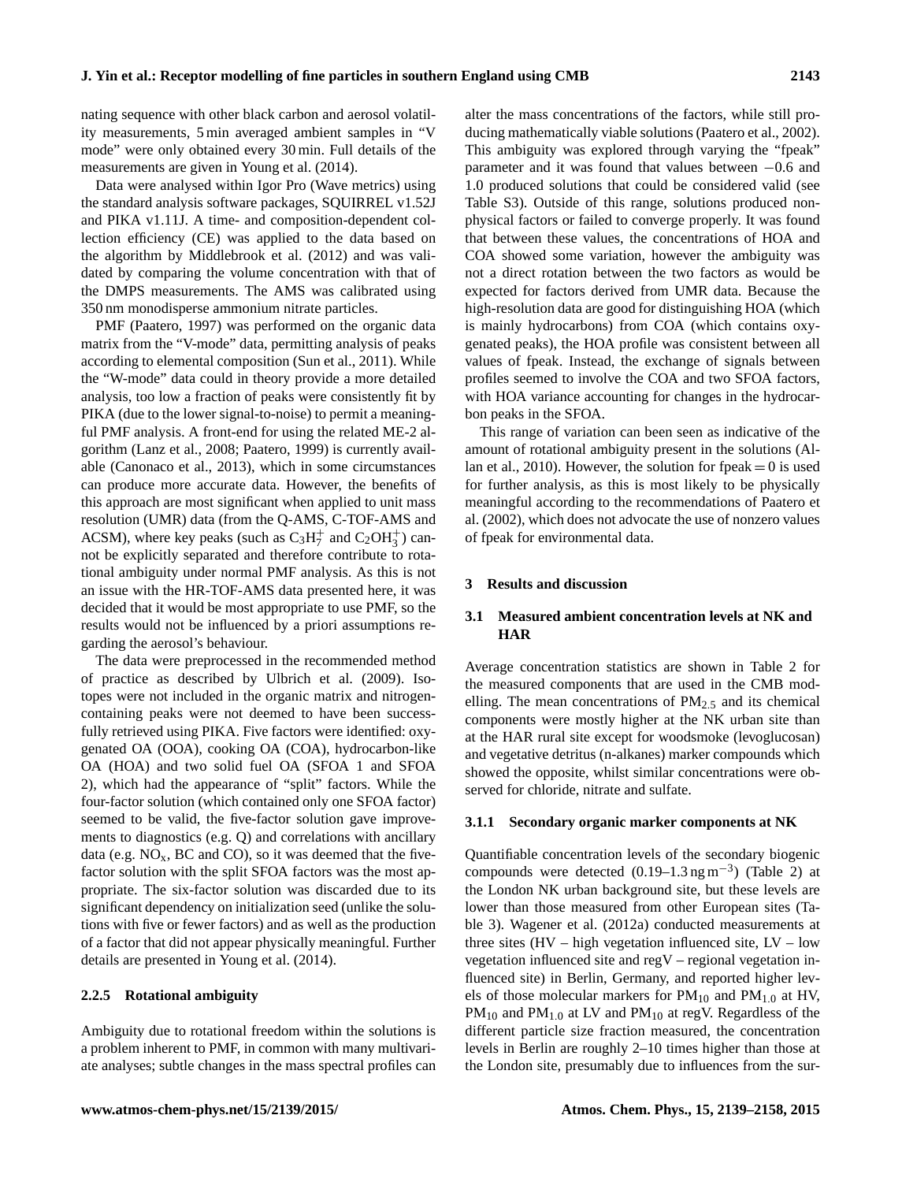nating sequence with other black carbon and aerosol volatility measurements, 5 min averaged ambient samples in "V mode" were only obtained every 30 min. Full details of the measurements are given in Young et al. (2014).

Data were analysed within Igor Pro (Wave metrics) using the standard analysis software packages, SQUIRREL v1.52J and PIKA v1.11J. A time- and composition-dependent collection efficiency (CE) was applied to the data based on the algorithm by Middlebrook et al. (2012) and was validated by comparing the volume concentration with that of the DMPS measurements. The AMS was calibrated using 350 nm monodisperse ammonium nitrate particles.

PMF (Paatero, 1997) was performed on the organic data matrix from the "V-mode" data, permitting analysis of peaks according to elemental composition (Sun et al., 2011). While the "W-mode" data could in theory provide a more detailed analysis, too low a fraction of peaks were consistently fit by PIKA (due to the lower signal-to-noise) to permit a meaningful PMF analysis. A front-end for using the related ME-2 algorithm (Lanz et al., 2008; Paatero, 1999) is currently available (Canonaco et al., 2013), which in some circumstances can produce more accurate data. However, the benefits of this approach are most significant when applied to unit mass resolution (UMR) data (from the Q-AMS, C-TOF-AMS and ACSM), where key peaks (such as $C_3H_7^+$ and $C_2OH_3^+$) cannot be explicitly separated and therefore contribute to rotational ambiguity under normal PMF analysis. As this is not an issue with the HR-TOF-AMS data presented here, it was decided that it would be most appropriate to use PMF, so the results would not be influenced by a priori assumptions regarding the aerosol's behaviour.

The data were preprocessed in the recommended method of practice as described by Ulbrich et al. (2009). Isotopes were not included in the organic matrix and nitrogen-containing peaks were not deemed to have been successfully retrieved using PIKA. Five factors were identified: oxygenated OA (OOA), cooking OA (COA), hydrocarbon-like OA (HOA) and two solid fuel OA (SFOA 1 and SFOA 2), which had the appearance of "split" factors. While the four-factor solution (which contained only one SFOA factor) seemed to be valid, the five-factor solution gave improvements to diagnostics (e.g. Q) and correlations with ancillary data (e.g. $NO_x$, BC and CO), so it was deemed that the five-factor solution with the split SFOA factors was the most appropriate. The six-factor solution was discarded due to its significant dependency on initialization seed (unlike the solutions with five or fewer factors) and as well as the production of a factor that did not appear physically meaningful. Further details are presented in Young et al. (2014).

#### 2.2.5 Rotational ambiguity

Ambiguity due to rotational freedom within the solutions is a problem inherent to PMF, in common with many multivariate analyses; subtle changes in the mass spectral profiles can alter the mass concentrations of the factors, while still producing mathematically viable solutions (Paatero et al., 2002). This ambiguity was explored through varying the "fpeak" parameter and it was found that values between −0.6 and 1.0 produced solutions that could be considered valid (see Table S3). Outside of this range, solutions produced non-physical factors or failed to converge properly. It was found that between these values, the concentrations of HOA and COA showed some variation, however the ambiguity was not a direct rotation between the two factors as would be expected for factors derived from UMR data. Because the high-resolution data are good for distinguishing HOA (which is mainly hydrocarbons) from COA (which contains oxygenated peaks), the HOA profile was consistent between all values of fpeak. Instead, the exchange of signals between profiles seemed to involve the COA and two SFOA factors, with HOA variance accounting for changes in the hydrocarbon peaks in the SFOA.

This range of variation can been seen as indicative of the amount of rotational ambiguity present in the solutions (Allan et al., 2010). However, the solution for fpeak = 0 is used for further analysis, as this is most likely to be physically meaningful according to the recommendations of Paatero et al. (2002), which does not advocate the use of nonzero values of fpeak for environmental data.

## 3 Results and discussion

### 3.1 Measured ambient concentration levels at NK and HAR

Average concentration statistics are shown in Table 2 for the measured components that are used in the CMB modelling. The mean concentrations of $PM_{2.5}$ and its chemical components were mostly higher at the NK urban site than at the HAR rural site except for woodsmoke (levoglucosan) and vegetative detritus (n-alkanes) marker compounds which showed the opposite, whilst similar concentrations were observed for chloride, nitrate and sulfate.

#### 3.1.1 Secondary organic marker components at NK

Quantifiable concentration levels of the secondary biogenic compounds were detected (0.19–1.3 $ng\,m^{-3}$) (Table 2) at the London NK urban background site, but these levels are lower than those measured from other European sites (Table 3). Wagener et al. (2012a) conducted measurements at three sites (HV – high vegetation influenced site, LV – low vegetation influenced site and regV – regional vegetation influenced site) in Berlin, Germany, and reported higher levels of those molecular markers for $PM_{10}$ and $PM_{1.0}$ at HV, $PM_{10}$ and $PM_{1.0}$ at LV and $PM_{10}$ at regV. Regardless of the different particle size fraction measured, the concentration levels in Berlin are roughly 2–10 times higher than those at the London site, presumably due to influences from the sur-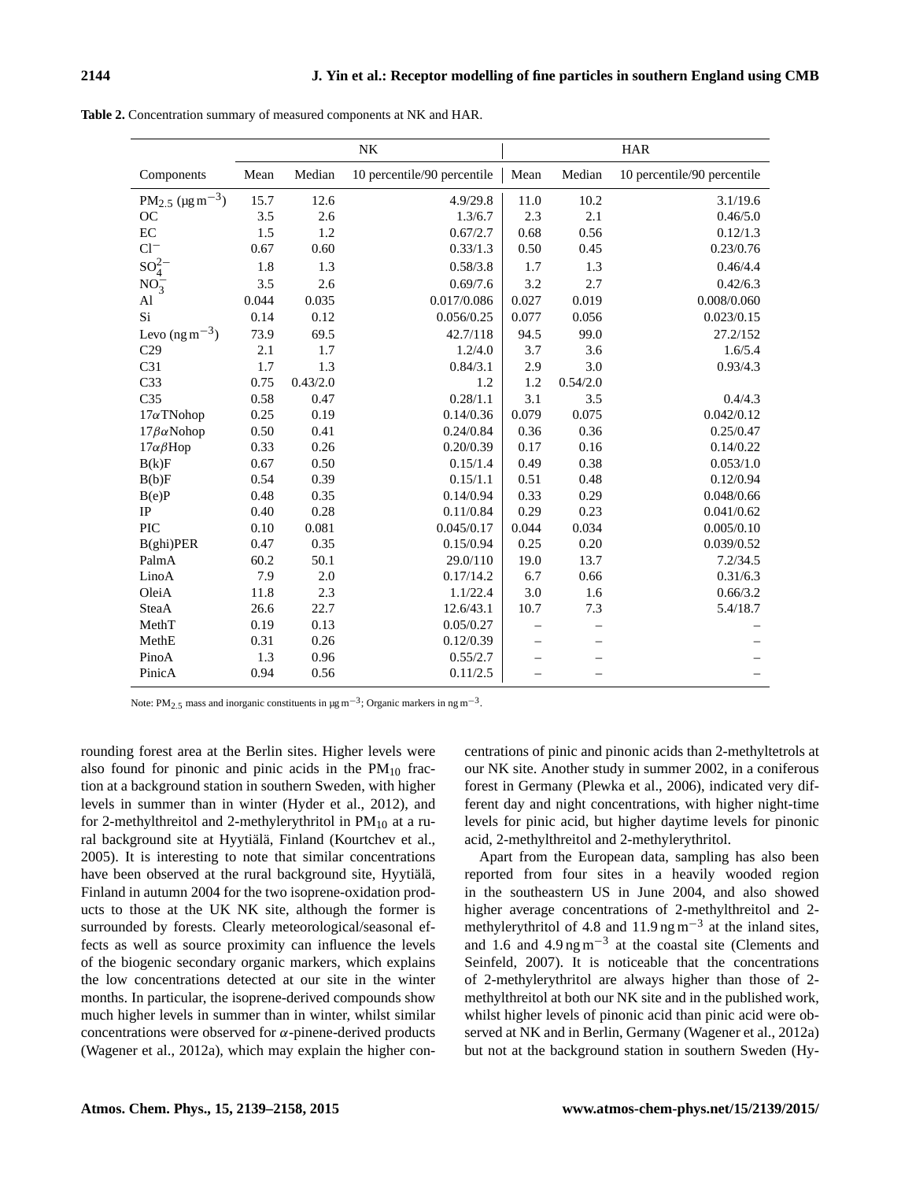**Table 2.** Concentration summary of measured components at NK and HAR.

| | NK | | | HAR | | |
|---|---|---|---|---|---|---|
| Components | Mean | Median | 10 percentile/90 percentile | Mean | Median | 10 percentile/90 percentile |
| $PM_{2.5}$ ($\mu g\,m^{-3}$) | 15.7 | 12.6 | 4.9/29.8 | 11.0 | 10.2 | 3.1/19.6 |
| OC | 3.5 | 2.6 | 1.3/6.7 | 2.3 | 2.1 | 0.46/5.0 |
| EC | 1.5 | 1.2 | 0.67/2.7 | 0.68 | 0.56 | 0.12/1.3 |
| $Cl^-$ | 0.67 | 0.60 | 0.33/1.3 | 0.50 | 0.45 | 0.23/0.76 |
| $SO_4^{2-}$ | 1.8 | 1.3 | 0.58/3.8 | 1.7 | 1.3 | 0.46/4.4 |
| $NO_3^-$ | 3.5 | 2.6 | 0.69/7.6 | 3.2 | 2.7 | 0.42/6.3 |
| Al | 0.044 | 0.035 | 0.017/0.086 | 0.027 | 0.019 | 0.008/0.060 |
| Si | 0.14 | 0.12 | 0.056/0.25 | 0.077 | 0.056 | 0.023/0.15 |
| Levo ($ng\,m^{-3}$) | 73.9 | 69.5 | 42.7/118 | 94.5 | 99.0 | 27.2/152 |
| C29 | 2.1 | 1.7 | 1.2/4.0 | 3.7 | 3.6 | 1.6/5.4 |
| C31 | 1.7 | 1.3 | 0.84/3.1 | 2.9 | 3.0 | 0.93/4.3 |
| C33 | 0.75 | 0.43/2.0 | 1.2 | 1.2 | 0.54/2.0 | |
| C35 | 0.58 | 0.47 | 0.28/1.1 | 3.1 | 3.5 | 0.4/4.3 |
| $17\alpha$TNohop | 0.25 | 0.19 | 0.14/0.36 | 0.079 | 0.075 | 0.042/0.12 |
| $17\beta\alpha$Nohop | 0.50 | 0.41 | 0.24/0.84 | 0.36 | 0.36 | 0.25/0.47 |
| $17\alpha\beta$Hop | 0.33 | 0.26 | 0.20/0.39 | 0.17 | 0.16 | 0.14/0.22 |
| B(k)F | 0.67 | 0.50 | 0.15/1.4 | 0.49 | 0.38 | 0.053/1.0 |
| B(b)F | 0.54 | 0.39 | 0.15/1.1 | 0.51 | 0.48 | 0.12/0.94 |
| B(e)P | 0.48 | 0.35 | 0.14/0.94 | 0.33 | 0.29 | 0.048/0.66 |
| IP | 0.40 | 0.28 | 0.11/0.84 | 0.29 | 0.23 | 0.041/0.62 |
| PIC | 0.10 | 0.081 | 0.045/0.17 | 0.044 | 0.034 | 0.005/0.10 |
| B(ghi)PER | 0.47 | 0.35 | 0.15/0.94 | 0.25 | 0.20 | 0.039/0.52 |
| PalmA | 60.2 | 50.1 | 29.0/110 | 19.0 | 13.7 | 7.2/34.5 |
| LinoA | 7.9 | 2.0 | 0.17/14.2 | 6.7 | 0.66 | 0.31/6.3 |
| OleiA | 11.8 | 2.3 | 1.1/22.4 | 3.0 | 1.6 | 0.66/3.2 |
| SteaA | 26.6 | 22.7 | 12.6/43.1 | 10.7 | 7.3 | 5.4/18.7 |
| MethT | 0.19 | 0.13 | 0.05/0.27 | – | – | – |
| MethE | 0.31 | 0.26 | 0.12/0.39 | – | – | – |
| PinoA | 1.3 | 0.96 | 0.55/2.7 | – | – | – |
| PinicA | 0.94 | 0.56 | 0.11/2.5 | – | – | – |

Note: $PM_{2.5}$ mass and inorganic constituents in $\mu g\,m^{-3}$; Organic markers in $ng\,m^{-3}$.

rounding forest area at the Berlin sites. Higher levels were also found for pinonic and pinic acids in the $PM_{10}$ fraction at a background station in southern Sweden, with higher levels in summer than in winter (Hyder et al., 2012), and for 2-methylthreitol and 2-methylerythritol in $PM_{10}$ at a rural background site at Hyytiälä, Finland (Kourtchev et al., 2005). It is interesting to note that similar concentrations have been observed at the rural background site, Hyytiälä, Finland in autumn 2004 for the two isoprene-oxidation products to those at the UK NK site, although the former is surrounded by forests. Clearly meteorological/seasonal effects as well as source proximity can influence the levels of the biogenic secondary organic markers, which explains the low concentrations detected at our site in the winter months. In particular, the isoprene-derived compounds show much higher levels in summer than in winter, whilst similar concentrations were observed for $\alpha$-pinene-derived products (Wagener et al., 2012a), which may explain the higher concentrations of pinic and pinonic acids than 2-methyltetrols at our NK site. Another study in summer 2002, in a coniferous forest in Germany (Plewka et al., 2006), indicated very different day and night concentrations, with higher night-time levels for pinic acid, but higher daytime levels for pinonic acid, 2-methylthreitol and 2-methylerythritol.

Apart from the European data, sampling has also been reported from four sites in a heavily wooded region in the southeastern US in June 2004, and also showed higher average concentrations of 2-methylthreitol and 2-methylerythritol of 4.8 and 11.9 $ng\,m^{-3}$ at the inland sites, and 1.6 and 4.9 $ng\,m^{-3}$ at the coastal site (Clements and Seinfeld, 2007). It is noticeable that the concentrations of 2-methylerythritol are always higher than those of 2-methylthreitol at both our NK site and in the published work, whilst higher levels of pinonic acid than pinic acid were observed at NK and in Berlin, Germany (Wagener et al., 2012a) but not at the background station in southern Sweden (Hy-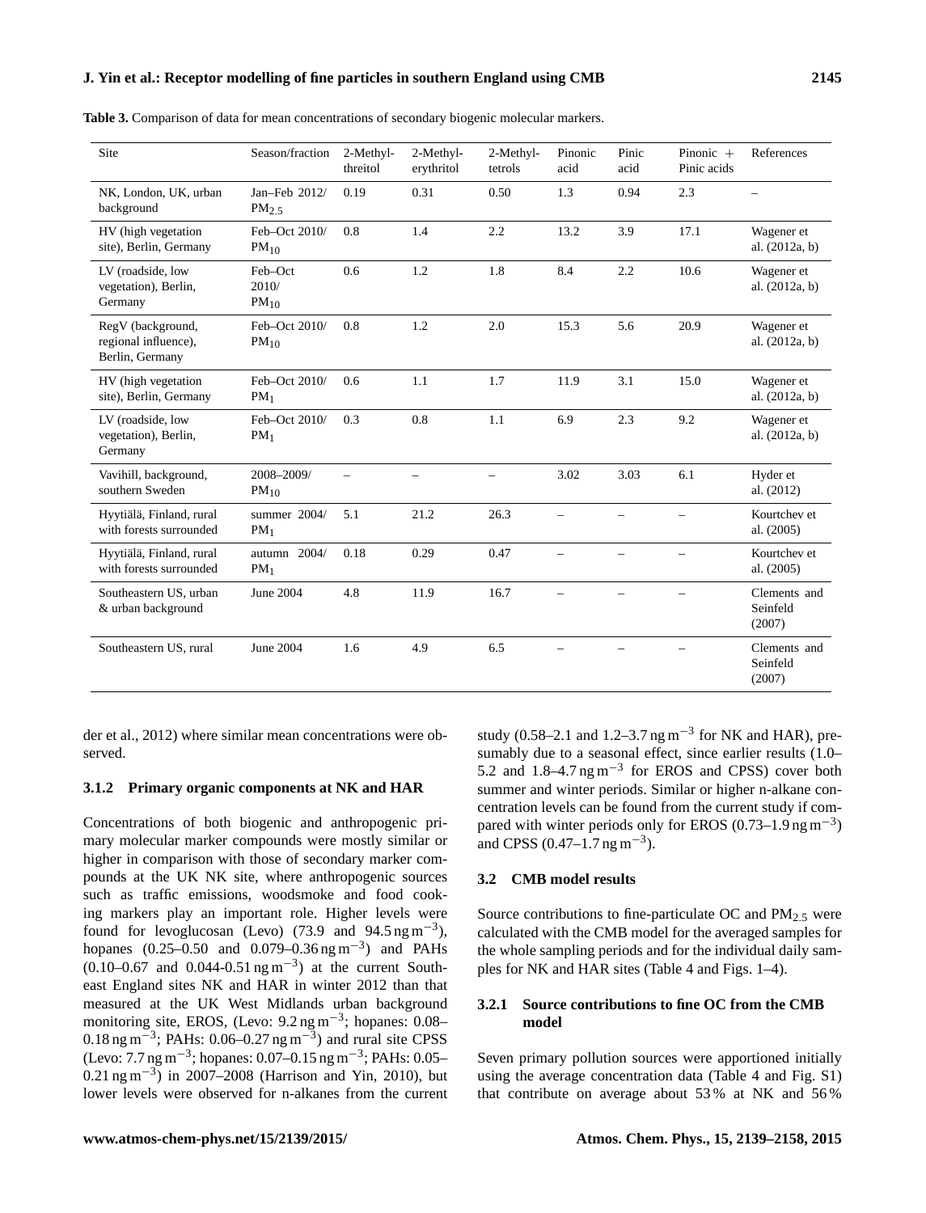**Table 3.** Comparison of data for mean concentrations of secondary biogenic molecular markers.

| Site | Season/fraction | 2-Methyl-threitol | 2-Methyl-erythritol | 2-Methyl-tetrols | Pinonic acid | Pinic acid | Pinonic + Pinic acids | References |
|---|---|---|---|---|---|---|---|---|
| NK, London, UK, urban background | Jan–Feb 2012/ $PM_{2.5}$ | 0.19 | 0.31 | 0.50 | 1.3 | 0.94 | 2.3 | – |
| HV (high vegetation site), Berlin, Germany | Feb–Oct 2010/ $PM_{10}$ | 0.8 | 1.4 | 2.2 | 13.2 | 3.9 | 17.1 | Wagener et al. (2012a, b) |
| LV (roadside, low vegetation), Berlin, Germany | Feb–Oct 2010/ $PM_{10}$ | 0.6 | 1.2 | 1.8 | 8.4 | 2.2 | 10.6 | Wagener et al. (2012a, b) |
| RegV (background, regional influence), Berlin, Germany | Feb–Oct 2010/ $PM_{10}$ | 0.8 | 1.2 | 2.0 | 15.3 | 5.6 | 20.9 | Wagener et al. (2012a, b) |
| HV (high vegetation site), Berlin, Germany | Feb–Oct 2010/ $PM_1$ | 0.6 | 1.1 | 1.7 | 11.9 | 3.1 | 15.0 | Wagener et al. (2012a, b) |
| LV (roadside, low vegetation), Berlin, Germany | Feb–Oct 2010/ $PM_1$ | 0.3 | 0.8 | 1.1 | 6.9 | 2.3 | 9.2 | Wagener et al. (2012a, b) |
| Vavihill, background, southern Sweden | 2008–2009/ $PM_{10}$ | – | – | – | 3.02 | 3.03 | 6.1 | Hyder et al. (2012) |
| Hyytiälä, Finland, rural with forests surrounded | summer 2004/ $PM_1$ | 5.1 | 21.2 | 26.3 | – | – | – | Kourtchev et al. (2005) |
| Hyytiälä, Finland, rural with forests surrounded | autumn 2004/ $PM_1$ | 0.18 | 0.29 | 0.47 | – | – | – | Kourtchev et al. (2005) |
| Southeastern US, urban & urban background | June 2004 | 4.8 | 11.9 | 16.7 | – | – | – | Clements and Seinfeld (2007) |
| Southeastern US, rural | June 2004 | 1.6 | 4.9 | 6.5 | – | – | – | Clements and Seinfeld (2007) |

der et al., 2012) where similar mean concentrations were observed.

### 3.1.2 Primary organic components at NK and HAR

Concentrations of both biogenic and anthropogenic primary molecular marker compounds were mostly similar or higher in comparison with those of secondary marker compounds at the UK NK site, where anthropogenic sources such as traffic emissions, woodsmoke and food cooking markers play an important role. Higher levels were found for levoglucosan (Levo) (73.9 and 94.5 $ng\,m^{-3}$), hopanes (0.25–0.50 and 0.079–0.36 $ng\,m^{-3}$) and PAHs (0.10–0.67 and 0.044-0.51 $ng\,m^{-3}$) at the current Southeast England sites NK and HAR in winter 2012 than that measured at the UK West Midlands urban background monitoring site, EROS, (Levo: 9.2 $ng\,m^{-3}$; hopanes: 0.08–0.18 $ng\,m^{-3}$; PAHs: 0.06–0.27 $ng\,m^{-3}$) and rural site CPSS (Levo: 7.7 $ng\,m^{-3}$; hopanes: 0.07–0.15 $ng\,m^{-3}$; PAHs: 0.05–0.21 $ng\,m^{-3}$) in 2007–2008 (Harrison and Yin, 2010), but lower levels were observed for n-alkanes from the current study (0.58–2.1 and 1.2–3.7 $ng\,m^{-3}$ for NK and HAR), presumably due to a seasonal effect, since earlier results (1.0–5.2 and 1.8–4.7 $ng\,m^{-3}$ for EROS and CPSS) cover both summer and winter periods. Similar or higher n-alkane concentration levels can be found from the current study if compared with winter periods only for EROS (0.73–1.9 $ng\,m^{-3}$) and CPSS (0.47–1.7 $ng\,m^{-3}$).

## 3.2 CMB model results

Source contributions to fine-particulate OC and $PM_{2.5}$ were calculated with the CMB model for the averaged samples for the whole sampling periods and for the individual daily samples for NK and HAR sites (Table 4 and Figs. 1–4).

### 3.2.1 Source contributions to fine OC from the CMB model

Seven primary pollution sources were apportioned initially using the average concentration data (Table 4 and Fig. S1) that contribute on average about 53 % at NK and 56 %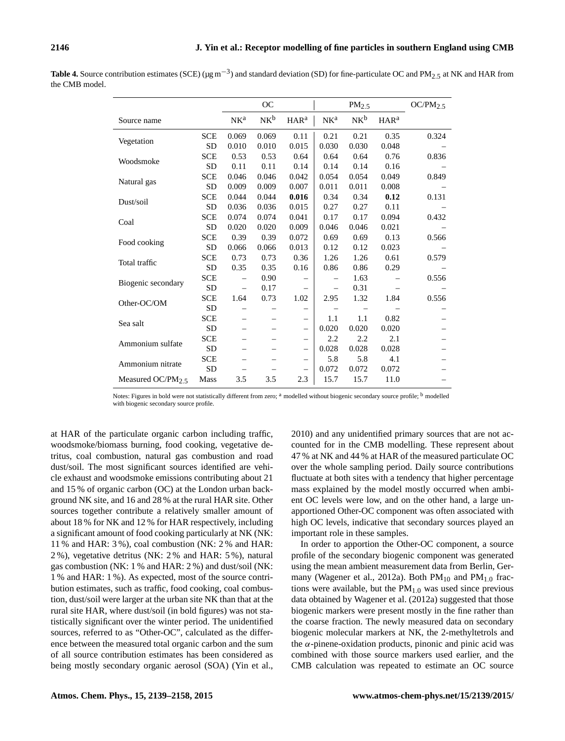**Table 4.** Source contribution estimates (SCE) ($\mu g\,m^{-3}$) and standard deviation (SD) for fine-particulate OC and $PM_{2.5}$ at NK and HAR from the CMB model.

| Source name | | OC | | | $PM_{2.5}$ | | | $OC/PM_{2.5}$ |
|---|---|---|---|---|---|---|---|---|
| | | NK[a] | NK[b] | HAR[a] | NK[a] | NK[b] | HAR[a] | |
| Vegetation | SCE | 0.069 | 0.069 | 0.11 | 0.21 | 0.21 | 0.35 | 0.324 |
| | SD | 0.010 | 0.010 | 0.015 | 0.030 | 0.030 | 0.048 | – |
| Woodsmoke | SCE | 0.53 | 0.53 | 0.64 | 0.64 | 0.64 | 0.76 | 0.836 |
| | SD | 0.11 | 0.11 | 0.14 | 0.14 | 0.14 | 0.16 | – |
| Natural gas | SCE | 0.046 | 0.046 | 0.042 | 0.054 | 0.054 | 0.049 | 0.849 |
| | SD | 0.009 | 0.009 | 0.007 | 0.011 | 0.011 | 0.008 | – |
| Dust/soil | SCE | 0.044 | 0.044 | **0.016** | 0.34 | 0.34 | **0.12** | 0.131 |
| | SD | 0.036 | 0.036 | 0.015 | 0.27 | 0.27 | 0.11 | – |
| Coal | SCE | 0.074 | 0.074 | 0.041 | 0.17 | 0.17 | 0.094 | 0.432 |
| | SD | 0.020 | 0.020 | 0.009 | 0.046 | 0.046 | 0.021 | – |
| Food cooking | SCE | 0.39 | 0.39 | 0.072 | 0.69 | 0.69 | 0.13 | 0.566 |
| | SD | 0.066 | 0.066 | 0.013 | 0.12 | 0.12 | 0.023 | – |
| Total traffic | SCE | 0.73 | 0.73 | 0.36 | 1.26 | 1.26 | 0.61 | 0.579 |
| | SD | 0.35 | 0.35 | 0.16 | 0.86 | 0.86 | 0.29 | – |
| Biogenic secondary | SCE | – | 0.90 | – | – | 1.63 | – | 0.556 |
| | SD | – | 0.17 | – | – | 0.31 | – | – |
| Other-OC/OM | SCE | 1.64 | 0.73 | 1.02 | 2.95 | 1.32 | 1.84 | 0.556 |
| | SD | – | – | – | – | – | – | – |
| Sea salt | SCE | – | – | – | 1.1 | 1.1 | 0.82 | – |
| | SD | – | – | – | 0.020 | 0.020 | 0.020 | – |
| Ammonium sulfate | SCE | – | – | – | 2.2 | 2.2 | 2.1 | – |
| | SD | – | – | – | 0.028 | 0.028 | 0.028 | – |
| Ammonium nitrate | SCE | – | – | – | 5.8 | 5.8 | 4.1 | – |
| | SD | – | – | – | 0.072 | 0.072 | 0.072 | – |
| Measured $OC/PM_{2.5}$ | Mass | 3.5 | 3.5 | 2.3 | 15.7 | 15.7 | 11.0 | – |

Notes: Figures in bold were not statistically different from zero; [a] modelled without biogenic secondary source profile; [b] modelled with biogenic secondary source profile.

at HAR of the particulate organic carbon including traffic, woodsmoke/biomass burning, food cooking, vegetative detritus, coal combustion, natural gas combustion and road dust/soil. The most significant sources identified are vehicle exhaust and woodsmoke emissions contributing about 21 and 15 % of organic carbon (OC) at the London urban background NK site, and 16 and 28 % at the rural HAR site. Other sources together contribute a relatively smaller amount of about 18 % for NK and 12 % for HAR respectively, including a significant amount of food cooking particularly at NK (NK: 11 % and HAR: 3 %), coal combustion (NK: 2 % and HAR: 2 %), vegetative detritus (NK: 2 % and HAR: 5 %), natural gas combustion (NK: 1 % and HAR: 2 %) and dust/soil (NK: 1 % and HAR: 1 %). As expected, most of the source contribution estimates, such as traffic, food cooking, coal combustion, dust/soil were larger at the urban site NK than that at the rural site HAR, where dust/soil (in bold figures) was not statistically significant over the winter period. The unidentified sources, referred to as "Other-OC", calculated as the difference between the measured total organic carbon and the sum of all source contribution estimates has been considered as being mostly secondary organic aerosol (SOA) (Yin et al., 2010) and any unidentified primary sources that are not accounted for in the CMB modelling. These represent about 47 % at NK and 44 % at HAR of the measured particulate OC over the whole sampling period. Daily source contributions fluctuate at both sites with a tendency that higher percentage mass explained by the model mostly occurred when ambient OC levels were low, and on the other hand, a large unapportioned Other-OC component was often associated with high OC levels, indicative that secondary sources played an important role in these samples.

In order to apportion the Other-OC component, a source profile of the secondary biogenic component was generated using the mean ambient measurement data from Berlin, Germany (Wagener et al., 2012a). Both $PM_{10}$ and $PM_{1.0}$ fractions were available, but the $PM_{1.0}$ was used since previous data obtained by Wagener et al. (2012a) suggested that those biogenic markers were present mostly in the fine rather than the coarse fraction. The newly measured data on secondary biogenic molecular markers at NK, the 2-methyltetrols and the $\alpha$-pinene-oxidation products, pinonic and pinic acid was combined with those source markers used earlier, and the CMB calculation was repeated to estimate an OC source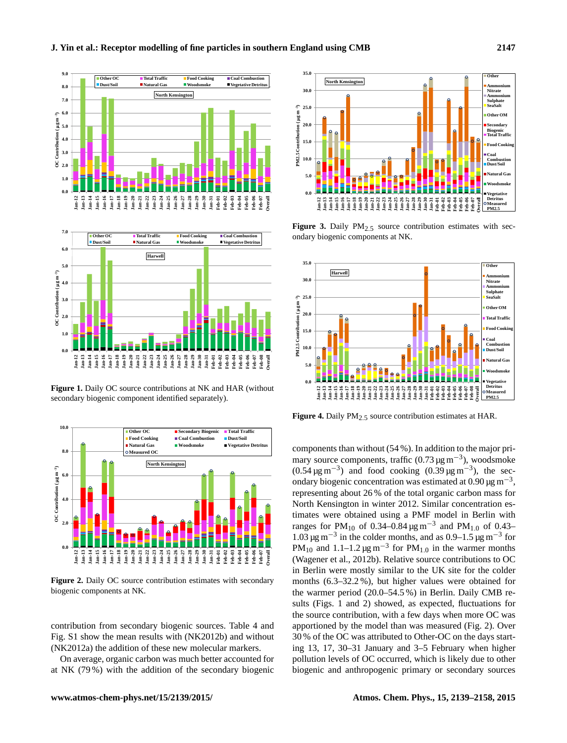Figure 1. Daily OC source contributions at NK and HAR (without secondary biogenic component identified separately).

Figure 2. Daily OC source contribution estimates with secondary biogenic components at NK.

contribution from secondary biogenic sources. Table 4 and Fig. S1 show the mean results with (NK2012b) and without (NK2012a) the addition of these new molecular markers.

On average, organic carbon was much better accounted for at NK (79 %) with the addition of the secondary biogenic components than without (54 %). In addition to the major primary source components, traffic ($0.73\,\mu g\,m^{-3}$), woodsmoke ($0.54\,\mu g\,m^{-3}$) and food cooking ($0.39\,\mu g\,m^{-3}$), the secondary biogenic concentration was estimated at $0.90\,\mu g\,m^{-3}$, representing about 26 % of the total organic carbon mass for North Kensington in winter 2012. Similar concentration estimates were obtained using a PMF model in Berlin with ranges for $PM_{10}$ of 0.34–$0.84\,\mu g\,m^{-3}$ and $PM_{1.0}$ of 0.43–$1.03\,\mu g\,m^{-3}$ in the colder months, and as 0.9–$1.5\,\mu g\,m^{-3}$ for $PM_{10}$ and 1.1–$1.2\,\mu g\,m^{-3}$ for $PM_{1.0}$ in the warmer months (Wagener et al., 2012b). Relative source contributions to OC in Berlin were mostly similar to the UK site for the colder months (6.3–32.2 %), but higher values were obtained for the warmer period (20.0–54.5 %) in Berlin. Daily CMB results (Figs. 1 and 2) showed, as expected, fluctuations for the source contribution, with a few days when more OC was apportioned by the model than was measured (Fig. 2). Over 30 % of the OC was attributed to Other-OC on the days starting 13, 17, 30–31 January and 3–5 February when higher pollution levels of OC occurred, which is likely due to other biogenic and anthropogenic primary or secondary sources

Figure 3. Daily $PM_{2.5}$ source contribution estimates with secondary biogenic components at NK.

Figure 4. Daily $PM_{2.5}$ source contribution estimates at HAR.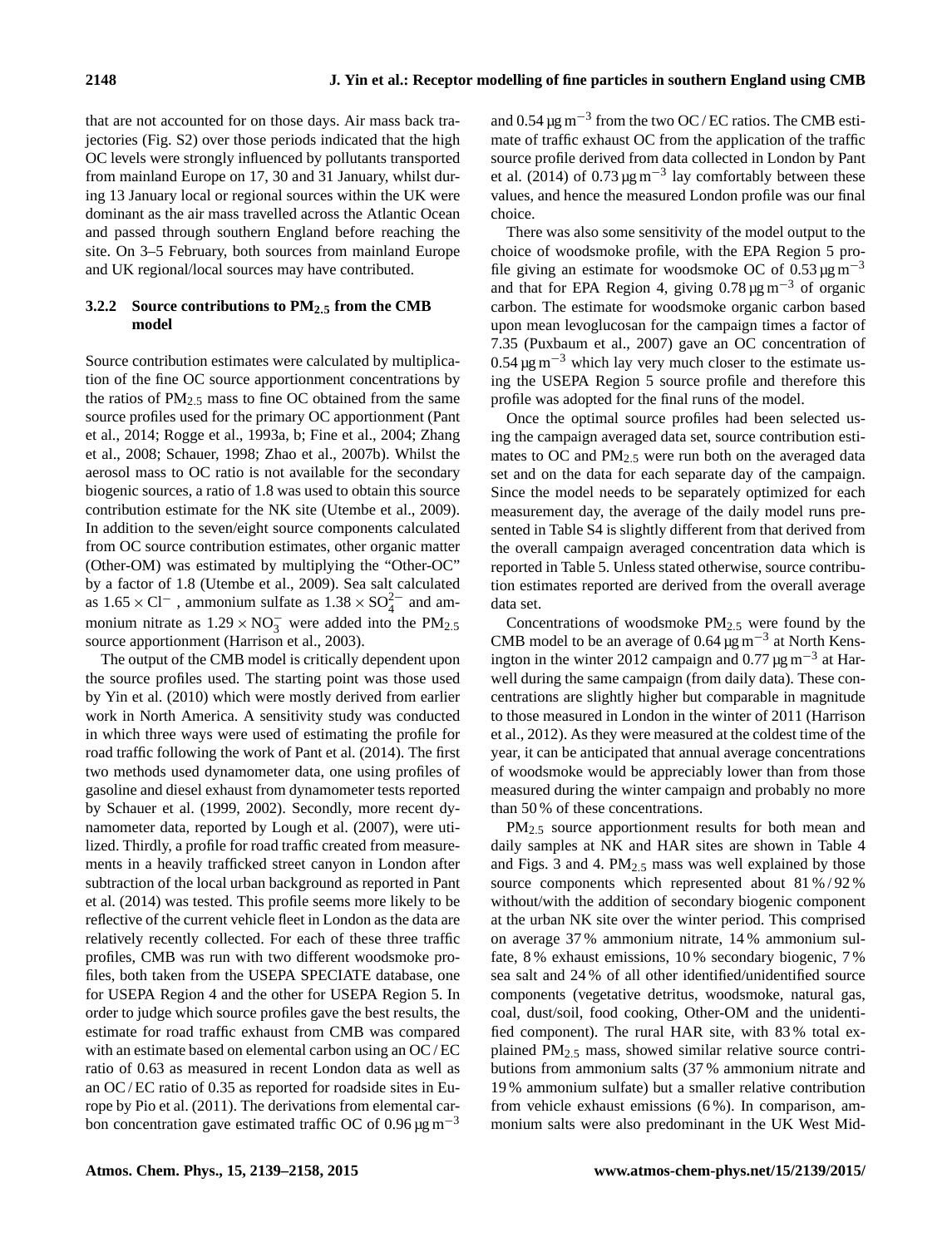that are not accounted for on those days. Air mass back trajectories (Fig. S2) over those periods indicated that the high OC levels were strongly influenced by pollutants transported from mainland Europe on 17, 30 and 31 January, whilst during 13 January local or regional sources within the UK were dominant as the air mass travelled across the Atlantic Ocean and passed through southern England before reaching the site. On 3–5 February, both sources from mainland Europe and UK regional/local sources may have contributed.

### 3.2.2 Source contributions to $PM_{2.5}$ from the CMB model

Source contribution estimates were calculated by multiplication of the fine OC source apportionment concentrations by the ratios of $PM_{2.5}$ mass to fine OC obtained from the same source profiles used for the primary OC apportionment (Pant et al., 2014; Rogge et al., 1993a, b; Fine et al., 2004; Zhang et al., 2008; Schauer, 1998; Zhao et al., 2007b). Whilst the aerosol mass to OC ratio is not available for the secondary biogenic sources, a ratio of 1.8 was used to obtain this source contribution estimate for the NK site (Utembe et al., 2009). In addition to the seven/eight source components calculated from OC source contribution estimates, other organic matter (Other-OM) was estimated by multiplying the "Other-OC" by a factor of 1.8 (Utembe et al., 2009). Sea salt calculated as $1.65 \times Cl^-$ , ammonium sulfate as $1.38 \times SO_4^{2-}$ and ammonium nitrate as $1.29 \times NO_3^-$ were added into the $PM_{2.5}$ source apportionment (Harrison et al., 2003).

The output of the CMB model is critically dependent upon the source profiles used. The starting point was those used by Yin et al. (2010) which were mostly derived from earlier work in North America. A sensitivity study was conducted in which three ways were used of estimating the profile for road traffic following the work of Pant et al. (2014). The first two methods used dynamometer data, one using profiles of gasoline and diesel exhaust from dynamometer tests reported by Schauer et al. (1999, 2002). Secondly, more recent dynamometer data, reported by Lough et al. (2007), were utilized. Thirdly, a profile for road traffic created from measurements in a heavily trafficked street canyon in London after subtraction of the local urban background as reported in Pant et al. (2014) was tested. This profile seems more likely to be reflective of the current vehicle fleet in London as the data are relatively recently collected. For each of these three traffic profiles, CMB was run with two different woodsmoke profiles, both taken from the USEPA SPECIATE database, one for USEPA Region 4 and the other for USEPA Region 5. In order to judge which source profiles gave the best results, the estimate for road traffic exhaust from CMB was compared with an estimate based on elemental carbon using an OC / EC ratio of 0.63 as measured in recent London data as well as an OC / EC ratio of 0.35 as reported for roadside sites in Europe by Pio et al. (2011). The derivations from elemental carbon concentration gave estimated traffic OC of $0.96\,\mu g\,m^{-3}$ and $0.54\,\mu g\,m^{-3}$ from the two OC / EC ratios. The CMB estimate of traffic exhaust OC from the application of the traffic source profile derived from data collected in London by Pant et al. (2014) of $0.73\,\mu g\,m^{-3}$ lay comfortably between these values, and hence the measured London profile was our final choice.

There was also some sensitivity of the model output to the choice of woodsmoke profile, with the EPA Region 5 profile giving an estimate for woodsmoke OC of $0.53\,\mu g\,m^{-3}$ and that for EPA Region 4, giving $0.78\,\mu g\,m^{-3}$ of organic carbon. The estimate for woodsmoke organic carbon based upon mean levoglucosan for the campaign times a factor of 7.35 (Puxbaum et al., 2007) gave an OC concentration of $0.54\,\mu g\,m^{-3}$ which lay very much closer to the estimate using the USEPA Region 5 source profile and therefore this profile was adopted for the final runs of the model.

Once the optimal source profiles had been selected using the campaign averaged data set, source contribution estimates to OC and $PM_{2.5}$ were run both on the averaged data set and on the data for each separate day of the campaign. Since the model needs to be separately optimized for each measurement day, the average of the daily model runs presented in Table S4 is slightly different from that derived from the overall campaign averaged concentration data which is reported in Table 5. Unless stated otherwise, source contribution estimates reported are derived from the overall average data set.

Concentrations of woodsmoke $PM_{2.5}$ were found by the CMB model to be an average of $0.64\,\mu g\,m^{-3}$ at North Kensington in the winter 2012 campaign and $0.77\,\mu g\,m^{-3}$ at Harwell during the same campaign (from daily data). These concentrations are slightly higher but comparable in magnitude to those measured in London in the winter of 2011 (Harrison et al., 2012). As they were measured at the coldest time of the year, it can be anticipated that annual average concentrations of woodsmoke would be appreciably lower than from those measured during the winter campaign and probably no more than 50 % of these concentrations.

$PM_{2.5}$ source apportionment results for both mean and daily samples at NK and HAR sites are shown in Table 4 and Figs. 3 and 4. $PM_{2.5}$ mass was well explained by those source components which represented about 81 % / 92 % without/with the addition of secondary biogenic component at the urban NK site over the winter period. This comprised on average 37 % ammonium nitrate, 14 % ammonium sulfate, 8 % exhaust emissions, 10 % secondary biogenic, 7 % sea salt and 24 % of all other identified/unidentified source components (vegetative detritus, woodsmoke, natural gas, coal, dust/soil, food cooking, Other-OM and the unidentified component). The rural HAR site, with 83 % total explained $PM_{2.5}$ mass, showed similar relative source contributions from ammonium salts (37 % ammonium nitrate and 19 % ammonium sulfate) but a smaller relative contribution from vehicle exhaust emissions (6 %). In comparison, ammonium salts were also predominant in the UK West Mid-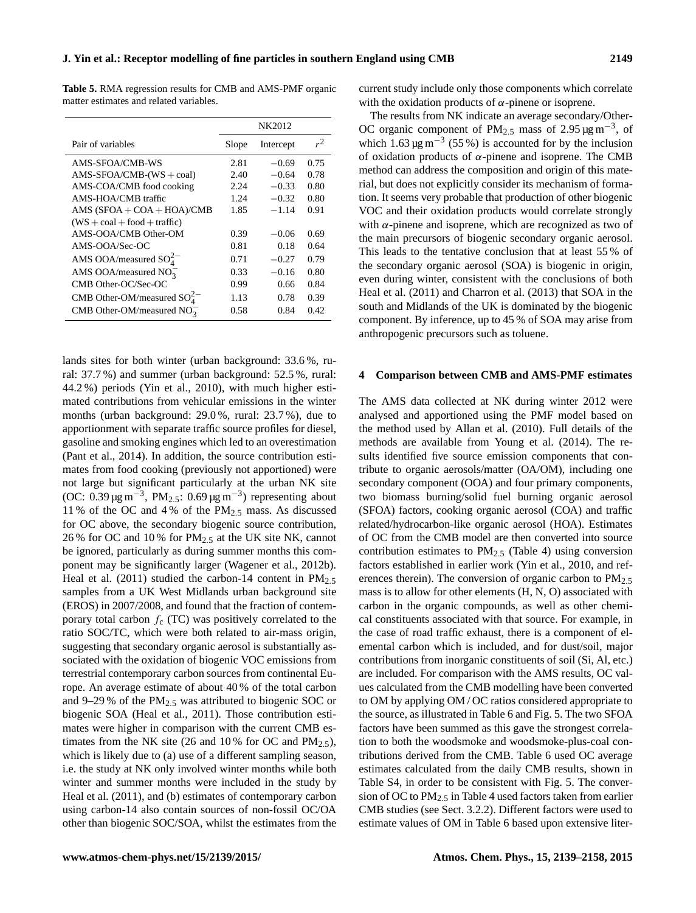**Table 5.** RMA regression results for CMB and AMS-PMF organic matter estimates and related variables.

| Pair of variables | NK2012 | | |
|---|---|---|---|
| | Slope | Intercept | $r^2$ |
| AMS-SFOA/CMB-WS | 2.81 | −0.69 | 0.75 |
| AMS-SFOA/CMB-(WS + coal) | 2.40 | −0.64 | 0.78 |
| AMS-COA/CMB food cooking | 2.24 | −0.33 | 0.80 |
| AMS-HOA/CMB traffic | 1.24 | −0.32 | 0.80 |
| AMS (SFOA + COA + HOA)/CMB (WS + coal + food + traffic) | 1.85 | −1.14 | 0.91 |
| AMS-OOA/CMB Other-OM | 0.39 | −0.06 | 0.69 |
| AMS-OOA/Sec-OC | 0.81 | 0.18 | 0.64 |
| AMS OOA/measured $SO_4^{2-}$ | 0.71 | −0.27 | 0.79 |
| AMS OOA/measured $NO_3^-$ | 0.33 | −0.16 | 0.80 |
| CMB Other-OC/Sec-OC | 0.99 | 0.66 | 0.84 |
| CMB Other-OM/measured $SO_4^{2-}$ | 1.13 | 0.78 | 0.39 |
| CMB Other-OM/measured $NO_3^-$ | 0.58 | 0.84 | 0.42 |

lands sites for both winter (urban background: 33.6 %, rural: 37.7 %) and summer (urban background: 52.5 %, rural: 44.2 %) periods (Yin et al., 2010), with much higher estimated contributions from vehicular emissions in the winter months (urban background: 29.0 %, rural: 23.7 %), due to apportionment with separate traffic source profiles for diesel, gasoline and smoking engines which led to an overestimation (Pant et al., 2014). In addition, the source contribution estimates from food cooking (previously not apportioned) were not large but significant particularly at the urban NK site (OC: 0.39 $\mu g\,m^{-3}$, $PM_{2.5}$: 0.69 $\mu g\,m^{-3}$) representing about 11 % of the OC and 4 % of the $PM_{2.5}$ mass. As discussed for OC above, the secondary biogenic source contribution, 26 % for OC and 10 % for $PM_{2.5}$ at the UK site NK, cannot be ignored, particularly as during summer months this component may be significantly larger (Wagener et al., 2012b). Heal et al. (2011) studied the carbon-14 content in $PM_{2.5}$ samples from a UK West Midlands urban background site (EROS) in 2007/2008, and found that the fraction of contemporary total carbon $f_c$ (TC) was positively correlated to the ratio SOC/TC, which were both related to air-mass origin, suggesting that secondary organic aerosol is substantially associated with the oxidation of biogenic VOC emissions from terrestrial contemporary carbon sources from continental Europe. An average estimate of about 40 % of the total carbon and 9–29 % of the $PM_{2.5}$ was attributed to biogenic SOC or biogenic SOA (Heal et al., 2011). Those contribution estimates were higher in comparison with the current CMB estimates from the NK site (26 and 10 % for OC and $PM_{2.5}$), which is likely due to (a) use of a different sampling season, i.e. the study at NK only involved winter months while both winter and summer months were included in the study by Heal et al. (2011), and (b) estimates of contemporary carbon using carbon-14 also contain sources of non-fossil OC/OA other than biogenic SOC/SOA, whilst the estimates from the current study include only those components which correlate with the oxidation products of $\alpha$-pinene or isoprene.

The results from NK indicate an average secondary/Other-OC organic component of $PM_{2.5}$ mass of 2.95 $\mu g\,m^{-3}$, of which 1.63 $\mu g\,m^{-3}$ (55 %) is accounted for by the inclusion of oxidation products of $\alpha$-pinene and isoprene. The CMB method can address the composition and origin of this material, but does not explicitly consider its mechanism of formation. It seems very probable that production of other biogenic VOC and their oxidation products would correlate strongly with $\alpha$-pinene and isoprene, which are recognized as two of the main precursors of biogenic secondary organic aerosol. This leads to the tentative conclusion that at least 55 % of the secondary organic aerosol (SOA) is biogenic in origin, even during winter, consistent with the conclusions of both Heal et al. (2011) and Charron et al. (2013) that SOA in the south and Midlands of the UK is dominated by the biogenic component. By inference, up to 45 % of SOA may arise from anthropogenic precursors such as toluene.

## 4 Comparison between CMB and AMS-PMF estimates

The AMS data collected at NK during winter 2012 were analysed and apportioned using the PMF model based on the method used by Allan et al. (2010). Full details of the methods are available from Young et al. (2014). The results identified five source emission components that contribute to organic aerosols/matter (OA/OM), including one secondary component (OOA) and four primary components, two biomass burning/solid fuel burning organic aerosol (SFOA) factors, cooking organic aerosol (COA) and traffic related/hydrocarbon-like organic aerosol (HOA). Estimates of OC from the CMB model are then converted into source contribution estimates to $PM_{2.5}$ (Table 4) using conversion factors established in earlier work (Yin et al., 2010, and references therein). The conversion of organic carbon to $PM_{2.5}$ mass is to allow for other elements (H, N, O) associated with carbon in the organic compounds, as well as other chemical constituents associated with that source. For example, in the case of road traffic exhaust, there is a component of elemental carbon which is included, and for dust/soil, major contributions from inorganic constituents of soil (Si, Al, etc.) are included. For comparison with the AMS results, OC values calculated from the CMB modelling have been converted to OM by applying OM / OC ratios considered appropriate to the source, as illustrated in Table 6 and Fig. 5. The two SFOA factors have been summed as this gave the strongest correlation to both the woodsmoke and woodsmoke-plus-coal contributions derived from the CMB. Table 6 used OC average estimates calculated from the daily CMB results, shown in Table S4, in order to be consistent with Fig. 5. The conversion of OC to $PM_{2.5}$ in Table 4 used factors taken from earlier CMB studies (see Sect. 3.2.2). Different factors were used to estimate values of OM in Table 6 based upon extensive liter-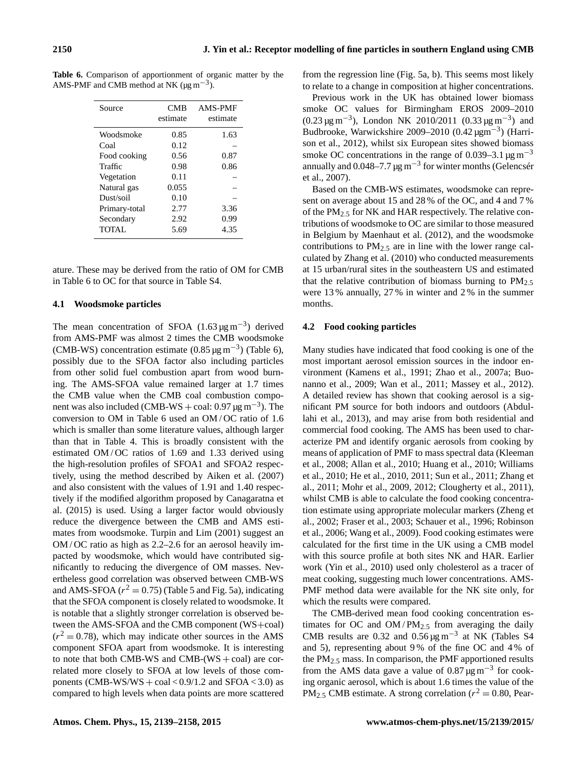**Table 6.** Comparison of apportionment of organic matter by the AMS-PMF and CMB method at NK ($\mu g\,m^{-3}$).

| Source | CMB estimate | AMS-PMF estimate |
|---|---|---|
| Woodsmoke | 0.85 | 1.63 |
| Coal | 0.12 | – |
| Food cooking | 0.56 | 0.87 |
| Traffic | 0.98 | 0.86 |
| Vegetation | 0.11 | – |
| Natural gas | 0.055 | – |
| Dust/soil | 0.10 | – |
| Primary-total | 2.77 | 3.36 |
| Secondary | 2.92 | 0.99 |
| TOTAL | 5.69 | 4.35 |

ature. These may be derived from the ratio of OM for CMB in Table 6 to OC for that source in Table S4.

### 4.1 Woodsmoke particles

The mean concentration of SFOA ($1.63\,\mu g\,m^{-3}$) derived from AMS-PMF was almost 2 times the CMB woodsmoke (CMB-WS) concentration estimate ($0.85\,\mu g\,m^{-3}$) (Table 6), possibly due to the SFOA factor also including particles from other solid fuel combustion apart from wood burning. The AMS-SFOA value remained larger at 1.7 times the CMB value when the CMB coal combustion component was also included (CMB-WS + coal: $0.97\,\mu g\,m^{-3}$). The conversion to OM in Table 6 used an OM / OC ratio of 1.6 which is smaller than some literature values, although larger than that in Table 4. This is broadly consistent with the estimated OM / OC ratios of 1.69 and 1.33 derived using the high-resolution profiles of SFOA1 and SFOA2 respectively, using the method described by Aiken et al. (2007) and also consistent with the values of 1.91 and 1.40 respectively if the modified algorithm proposed by Canagaratna et al. (2015) is used. Using a larger factor would obviously reduce the divergence between the CMB and AMS estimates from woodsmoke. Turpin and Lim (2001) suggest an OM / OC ratio as high as 2.2–2.6 for an aerosol heavily impacted by woodsmoke, which would have contributed significantly to reducing the divergence of OM masses. Nevertheless good correlation was observed between CMB-WS and AMS-SFOA ($r^2 = 0.75$) (Table 5 and Fig. 5a), indicating that the SFOA component is closely related to woodsmoke. It is notable that a slightly stronger correlation is observed between the AMS-SFOA and the CMB component (WS+coal) ($r^2 = 0.78$), which may indicate other sources in the AMS component SFOA apart from woodsmoke. It is interesting to note that both CMB-WS and CMB-(WS + coal) are correlated more closely to SFOA at low levels of those components (CMB-WS/WS + coal < 0.9/1.2 and SFOA < 3.0) as compared to high levels when data points are more scattered from the regression line (Fig. 5a, b). This seems most likely to relate to a change in composition at higher concentrations.

Previous work in the UK has obtained lower biomass smoke OC values for Birmingham EROS 2009–2010 ($0.23\,\mu g\,m^{-3}$), London NK 2010/2011 ($0.33\,\mu g\,m^{-3}$) and Budbrooke, Warwickshire 2009–2010 ($0.42\,\mu g m^{-3}$) (Harrison et al., 2012), whilst six European sites showed biomass smoke OC concentrations in the range of $0.039$–$3.1\,\mu g\,m^{-3}$ annually and $0.048$–$7.7\,\mu g\,m^{-3}$ for winter months (Gelencsér et al., 2007).

Based on the CMB-WS estimates, woodsmoke can represent on average about 15 and 28 % of the OC, and 4 and 7 % of the $PM_{2.5}$ for NK and HAR respectively. The relative contributions of woodsmoke to OC are similar to those measured in Belgium by Maenhaut et al. (2012), and the woodsmoke contributions to $PM_{2.5}$ are in line with the lower range calculated by Zhang et al. (2010) who conducted measurements at 15 urban/rural sites in the southeastern US and estimated that the relative contribution of biomass burning to $PM_{2.5}$ were 13 % annually, 27 % in winter and 2 % in the summer months.

### 4.2 Food cooking particles

Many studies have indicated that food cooking is one of the most important aerosol emission sources in the indoor environment (Kamens et al., 1991; Zhao et al., 2007a; Buonanno et al., 2009; Wan et al., 2011; Massey et al., 2012). A detailed review has shown that cooking aerosol is a significant PM source for both indoors and outdoors (Abdullahi et al., 2013), and may arise from both residential and commercial food cooking. The AMS has been used to characterize PM and identify organic aerosols from cooking by means of application of PMF to mass spectral data (Kleeman et al., 2008; Allan et al., 2010; Huang et al., 2010; Williams et al., 2010; He et al., 2010, 2011; Sun et al., 2011; Zhang et al., 2011; Mohr et al., 2009, 2012; Clougherty et al., 2011), whilst CMB is able to calculate the food cooking concentration estimate using appropriate molecular markers (Zheng et al., 2002; Fraser et al., 2003; Schauer et al., 1996; Robinson et al., 2006; Wang et al., 2009). Food cooking estimates were calculated for the first time in the UK using a CMB model with this source profile at both sites NK and HAR. Earlier work (Yin et al., 2010) used only cholesterol as a tracer of meat cooking, suggesting much lower concentrations. AMS-PMF method data were available for the NK site only, for which the results were compared.

The CMB-derived mean food cooking concentration estimates for OC and OM / $PM_{2.5}$ from averaging the daily CMB results are 0.32 and $0.56\,\mu g\,m^{-3}$ at NK (Tables S4 and 5), representing about 9 % of the fine OC and 4 % of the $PM_{2.5}$ mass. In comparison, the PMF apportioned results from the AMS data gave a value of $0.87\,\mu g\,m^{-3}$ for cooking organic aerosol, which is about 1.6 times the value of the $PM_{2.5}$ CMB estimate. A strong correlation ($r^2 = 0.80$, Pear-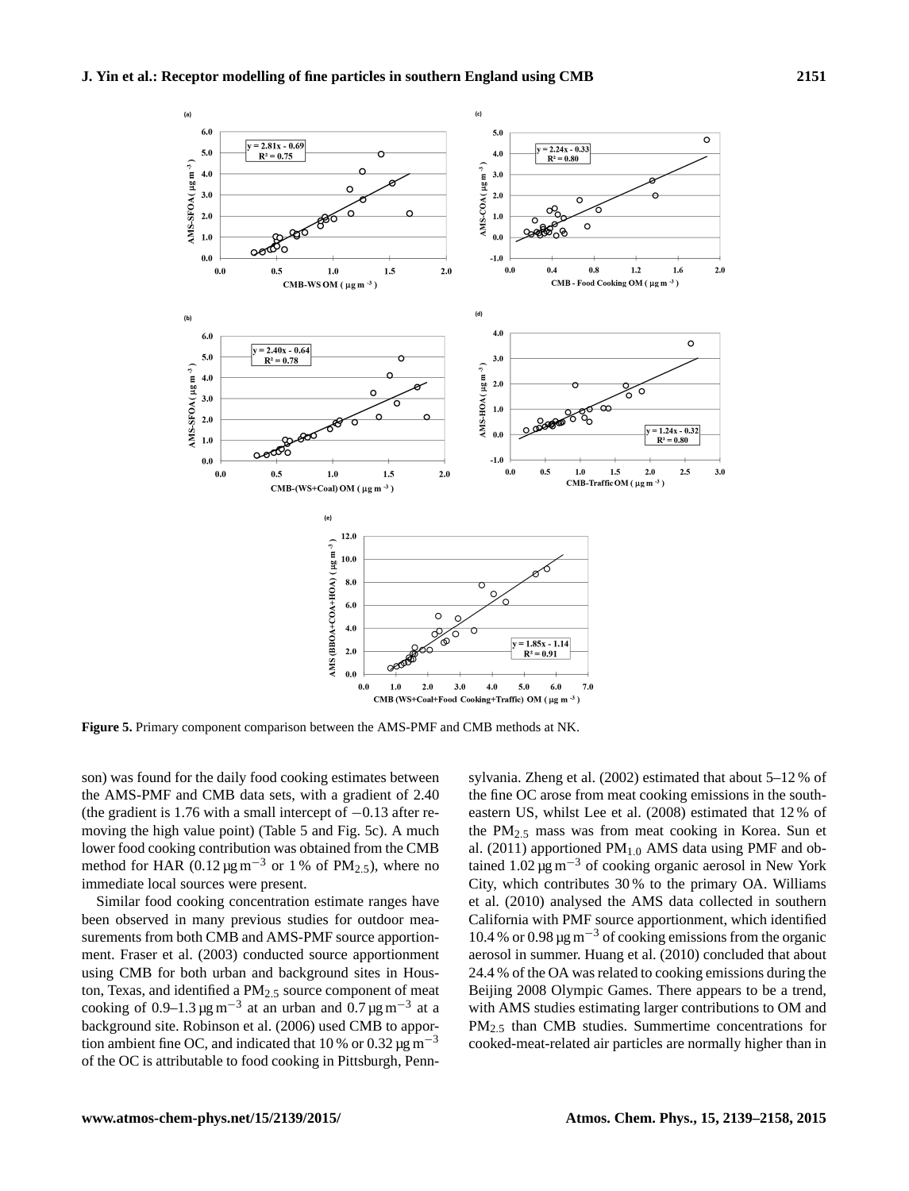**Figure 5.** Primary component comparison between the AMS-PMF and CMB methods at NK.

son) was found for the daily food cooking estimates between the AMS-PMF and CMB data sets, with a gradient of 2.40 (the gradient is 1.76 with a small intercept of −0.13 after removing the high value point) (Table 5 and Fig. 5c). A much lower food cooking contribution was obtained from the CMB method for HAR (0.12 $\mu g\,m^{-3}$ or 1 % of $PM_{2.5}$), where no immediate local sources were present.

Similar food cooking concentration estimate ranges have been observed in many previous studies for outdoor measurements from both CMB and AMS-PMF source apportionment. Fraser et al. (2003) conducted source apportionment using CMB for both urban and background sites in Houston, Texas, and identified a $PM_{2.5}$ source component of meat cooking of 0.9–1.3 $\mu g\,m^{-3}$ at an urban and 0.7 $\mu g\,m^{-3}$ at a background site. Robinson et al. (2006) used CMB to apportion ambient fine OC, and indicated that 10 % or 0.32 $\mu g\,m^{-3}$ of the OC is attributable to food cooking in Pittsburgh, Pennsylvania. Zheng et al. (2002) estimated that about 5–12 % of the fine OC arose from meat cooking emissions in the southeastern US, whilst Lee et al. (2008) estimated that 12 % of the $PM_{2.5}$ mass was from meat cooking in Korea. Sun et al. (2011) apportioned $PM_{1.0}$ AMS data using PMF and obtained 1.02 $\mu g\,m^{-3}$ of cooking organic aerosol in New York City, which contributes 30 % to the primary OA. Williams et al. (2010) analysed the AMS data collected in southern California with PMF source apportionment, which identified 10.4 % or 0.98 $\mu g\,m^{-3}$ of cooking emissions from the organic aerosol in summer. Huang et al. (2010) concluded that about 24.4 % of the OA was related to cooking emissions during the Beijing 2008 Olympic Games. There appears to be a trend, with AMS studies estimating larger contributions to OM and $PM_{2.5}$ than CMB studies. Summertime concentrations for cooked-meat-related air particles are normally higher than in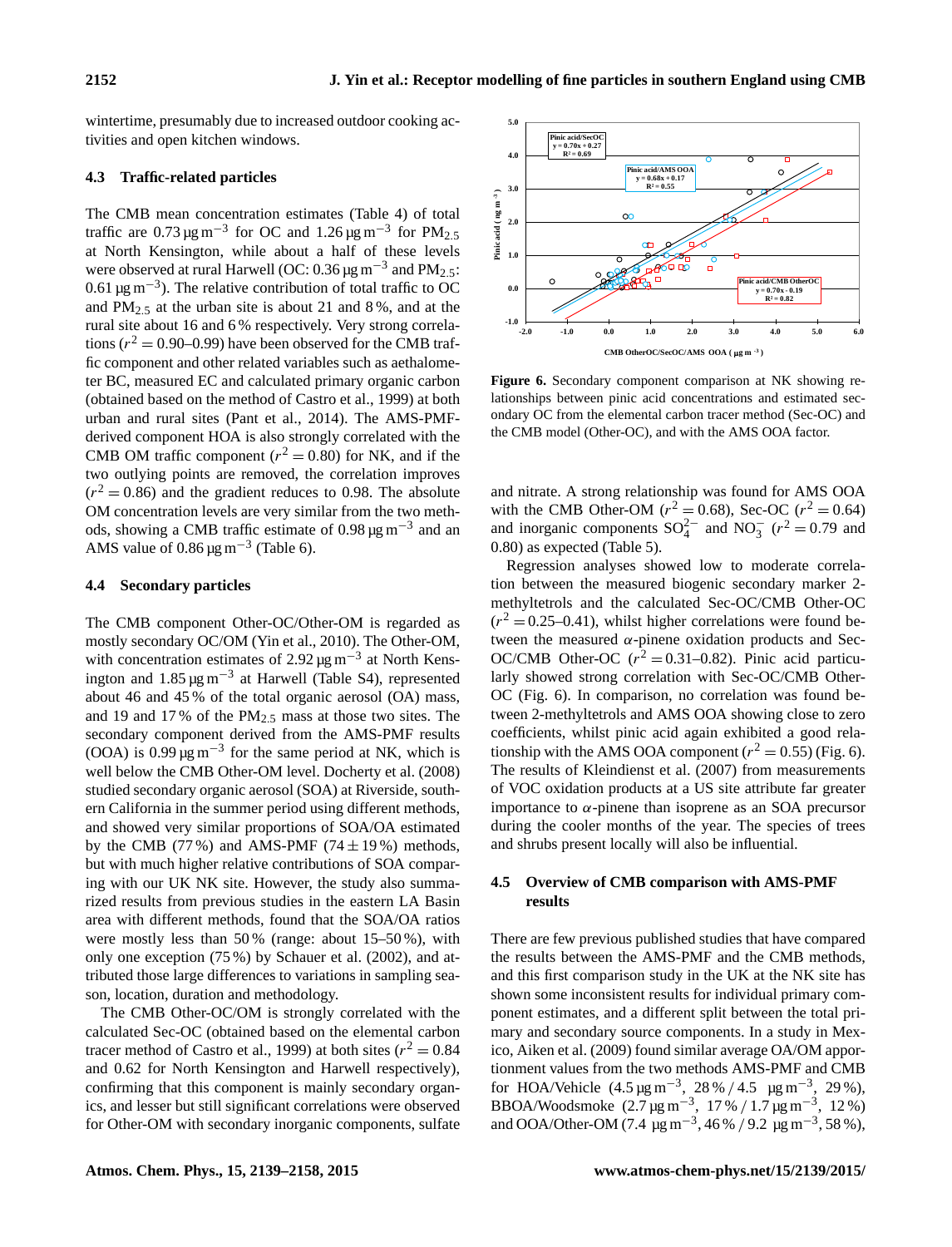wintertime, presumably due to increased outdoor cooking activities and open kitchen windows.

### 4.3 Traffic-related particles

The CMB mean concentration estimates (Table 4) of total traffic are $0.73\,\mu g\,m^{-3}$ for OC and $1.26\,\mu g\,m^{-3}$ for $PM_{2.5}$ at North Kensington, while about a half of these levels were observed at rural Harwell (OC: $0.36\,\mu g\,m^{-3}$ and $PM_{2.5}$: $0.61\,\mu g\,m^{-3}$). The relative contribution of total traffic to OC and $PM_{2.5}$ at the urban site is about 21 and 8 %, and at the rural site about 16 and 6 % respectively. Very strong correlations ($r^2 = 0.90$–$0.99$) have been observed for the CMB traffic component and other related variables such as aethalometer BC, measured EC and calculated primary organic carbon (obtained based on the method of Castro et al., 1999) at both urban and rural sites (Pant et al., 2014). The AMS-PMF-derived component HOA is also strongly correlated with the CMB OM traffic component ($r^2 = 0.80$) for NK, and if the two outlying points are removed, the correlation improves ($r^2 = 0.86$) and the gradient reduces to 0.98. The absolute OM concentration levels are very similar from the two methods, showing a CMB traffic estimate of $0.98\,\mu g\,m^{-3}$ and an AMS value of $0.86\,\mu g\,m^{-3}$ (Table 6).

### 4.4 Secondary particles

The CMB component Other-OC/Other-OM is regarded as mostly secondary OC/OM (Yin et al., 2010). The Other-OM, with concentration estimates of $2.92\,\mu g\,m^{-3}$ at North Kensington and $1.85\,\mu g\,m^{-3}$ at Harwell (Table S4), represented about 46 and 45 % of the total organic aerosol (OA) mass, and 19 and 17 % of the $PM_{2.5}$ mass at those two sites. The secondary component derived from the AMS-PMF results (OOA) is $0.99\,\mu g\,m^{-3}$ for the same period at NK, which is well below the CMB Other-OM level. Docherty et al. (2008) studied secondary organic aerosol (SOA) at Riverside, southern California in the summer period using different methods, and showed very similar proportions of SOA/OA estimated by the CMB (77 %) and AMS-PMF ($74 \pm 19$ %) methods, but with much higher relative contributions of SOA comparing with our UK NK site. However, the study also summarized results from previous studies in the eastern LA Basin area with different methods, found that the SOA/OA ratios were mostly less than 50 % (range: about 15–50 %), with only one exception (75 %) by Schauer et al. (2002), and attributed those large differences to variations in sampling season, location, duration and methodology.

The CMB Other-OC/OM is strongly correlated with the calculated Sec-OC (obtained based on the elemental carbon tracer method of Castro et al., 1999) at both sites ($r^2 = 0.84$ and 0.62 for North Kensington and Harwell respectively), confirming that this component is mainly secondary organics, and lesser but still significant correlations were observed for Other-OM with secondary inorganic components, sulfate and nitrate. A strong relationship was found for AMS OOA with the CMB Other-OM ($r^2 = 0.68$), Sec-OC ($r^2 = 0.64$) and inorganic components $SO_4^{2-}$ and $NO_3^-$ ($r^2 = 0.79$ and 0.80) as expected (Table 5).

Regression analyses showed low to moderate correlation between the measured biogenic secondary marker 2-methyltetrols and the calculated Sec-OC/CMB Other-OC ($r^2 = 0.25$–$0.41$), whilst higher correlations were found between the measured $\alpha$-pinene oxidation products and Sec-OC/CMB Other-OC ($r^2 = 0.31$–$0.82$). Pinic acid particularly showed strong correlation with Sec-OC/CMB Other-OC (Fig. 6). In comparison, no correlation was found between 2-methyltetrols and AMS OOA showing close to zero coefficients, whilst pinic acid again exhibited a good relationship with the AMS OOA component ($r^2 = 0.55$) (Fig. 6). The results of Kleindienst et al. (2007) from measurements of VOC oxidation products at a US site attribute far greater importance to $\alpha$-pinene than isoprene as an SOA precursor during the cooler months of the year. The species of trees and shrubs present locally will also be influential.

**Figure 6.** Secondary component comparison at NK showing relationships between pinic acid concentrations and estimated secondary OC from the elemental carbon tracer method (Sec-OC) and the CMB model (Other-OC), and with the AMS OOA factor.

### 4.5 Overview of CMB comparison with AMS-PMF results

There are few previous published studies that have compared the results between the AMS-PMF and the CMB methods, and this first comparison study in the UK at the NK site has shown some inconsistent results for individual primary component estimates, and a different split between the total primary and secondary source components. In a study in Mexico, Aiken et al. (2009) found similar average OA/OM apportionment values from the two methods AMS-PMF and CMB for HOA/Vehicle ($4.5\,\mu g\,m^{-3}$, 28 % / $4.5\,\mu g\,m^{-3}$, 29 %), BBOA/Woodsmoke ($2.7\,\mu g\,m^{-3}$, 17 % / $1.7\,\mu g\,m^{-3}$, 12 %) and OOA/Other-OM ($7.4\,\mu g\,m^{-3}$, 46 % / $9.2\,\mu g\,m^{-3}$, 58 %),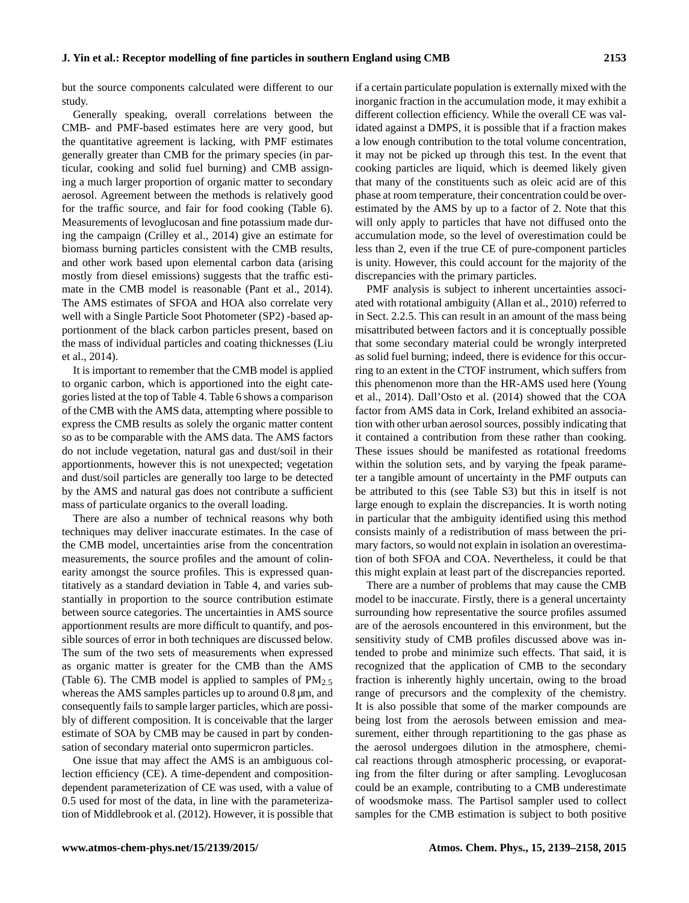but the source components calculated were different to our study.

Generally speaking, overall correlations between the CMB- and PMF-based estimates here are very good, but the quantitative agreement is lacking, with PMF estimates generally greater than CMB for the primary species (in particular, cooking and solid fuel burning) and CMB assigning a much larger proportion of organic matter to secondary aerosol. Agreement between the methods is relatively good for the traffic source, and fair for food cooking (Table 6). Measurements of levoglucosan and fine potassium made during the campaign (Crilley et al., 2014) give an estimate for biomass burning particles consistent with the CMB results, and other work based upon elemental carbon data (arising mostly from diesel emissions) suggests that the traffic estimate in the CMB model is reasonable (Pant et al., 2014). The AMS estimates of SFOA and HOA also correlate very well with a Single Particle Soot Photometer (SP2) -based apportionment of the black carbon particles present, based on the mass of individual particles and coating thicknesses (Liu et al., 2014).

It is important to remember that the CMB model is applied to organic carbon, which is apportioned into the eight categories listed at the top of Table 4. Table 6 shows a comparison of the CMB with the AMS data, attempting where possible to express the CMB results as solely the organic matter content so as to be comparable with the AMS data. The AMS factors do not include vegetation, natural gas and dust/soil in their apportionments, however this is not unexpected; vegetation and dust/soil particles are generally too large to be detected by the AMS and natural gas does not contribute a sufficient mass of particulate organics to the overall loading.

There are also a number of technical reasons why both techniques may deliver inaccurate estimates. In the case of the CMB model, uncertainties arise from the concentration measurements, the source profiles and the amount of colinearity amongst the source profiles. This is expressed quantitatively as a standard deviation in Table 4, and varies substantially in proportion to the source contribution estimate between source categories. The uncertainties in AMS source apportionment results are more difficult to quantify, and possible sources of error in both techniques are discussed below. The sum of the two sets of measurements when expressed as organic matter is greater for the CMB than the AMS (Table 6). The CMB model is applied to samples of $PM_{2.5}$ whereas the AMS samples particles up to around 0.8 µm, and consequently fails to sample larger particles, which are possibly of different composition. It is conceivable that the larger estimate of SOA by CMB may be caused in part by condensation of secondary material onto supermicron particles.

One issue that may affect the AMS is an ambiguous collection efficiency (CE). A time-dependent and composition-dependent parameterization of CE was used, with a value of 0.5 used for most of the data, in line with the parameterization of Middlebrook et al. (2012). However, it is possible that if a certain particulate population is externally mixed with the inorganic fraction in the accumulation mode, it may exhibit a different collection efficiency. While the overall CE was validated against a DMPS, it is possible that if a fraction makes a low enough contribution to the total volume concentration, it may not be picked up through this test. In the event that cooking particles are liquid, which is deemed likely given that many of the constituents such as oleic acid are of this phase at room temperature, their concentration could be overestimated by the AMS by up to a factor of 2. Note that this will only apply to particles that have not diffused onto the accumulation mode, so the level of overestimation could be less than 2, even if the true CE of pure-component particles is unity. However, this could account for the majority of the discrepancies with the primary particles.

PMF analysis is subject to inherent uncertainties associated with rotational ambiguity (Allan et al., 2010) referred to in Sect. 2.2.5. This can result in an amount of the mass being misattributed between factors and it is conceptually possible that some secondary material could be wrongly interpreted as solid fuel burning; indeed, there is evidence for this occurring to an extent in the CTOF instrument, which suffers from this phenomenon more than the HR-AMS used here (Young et al., 2014). Dall'Osto et al. (2014) showed that the COA factor from AMS data in Cork, Ireland exhibited an association with other urban aerosol sources, possibly indicating that it contained a contribution from these rather than cooking. These issues should be manifested as rotational freedoms within the solution sets, and by varying the fpeak parameter a tangible amount of uncertainty in the PMF outputs can be attributed to this (see Table S3) but this in itself is not large enough to explain the discrepancies. It is worth noting in particular that the ambiguity identified using this method consists mainly of a redistribution of mass between the primary factors, so would not explain in isolation an overestimation of both SFOA and COA. Nevertheless, it could be that this might explain at least part of the discrepancies reported.

There are a number of problems that may cause the CMB model to be inaccurate. Firstly, there is a general uncertainty surrounding how representative the source profiles assumed are of the aerosols encountered in this environment, but the sensitivity study of CMB profiles discussed above was intended to probe and minimize such effects. That said, it is recognized that the application of CMB to the secondary fraction is inherently highly uncertain, owing to the broad range of precursors and the complexity of the chemistry. It is also possible that some of the marker compounds are being lost from the aerosols between emission and measurement, either through repartitioning to the gas phase as the aerosol undergoes dilution in the atmosphere, chemical reactions through atmospheric processing, or evaporating from the filter during or after sampling. Levoglucosan could be an example, contributing to a CMB underestimate of woodsmoke mass. The Partisol sampler used to collect samples for the CMB estimation is subject to both positive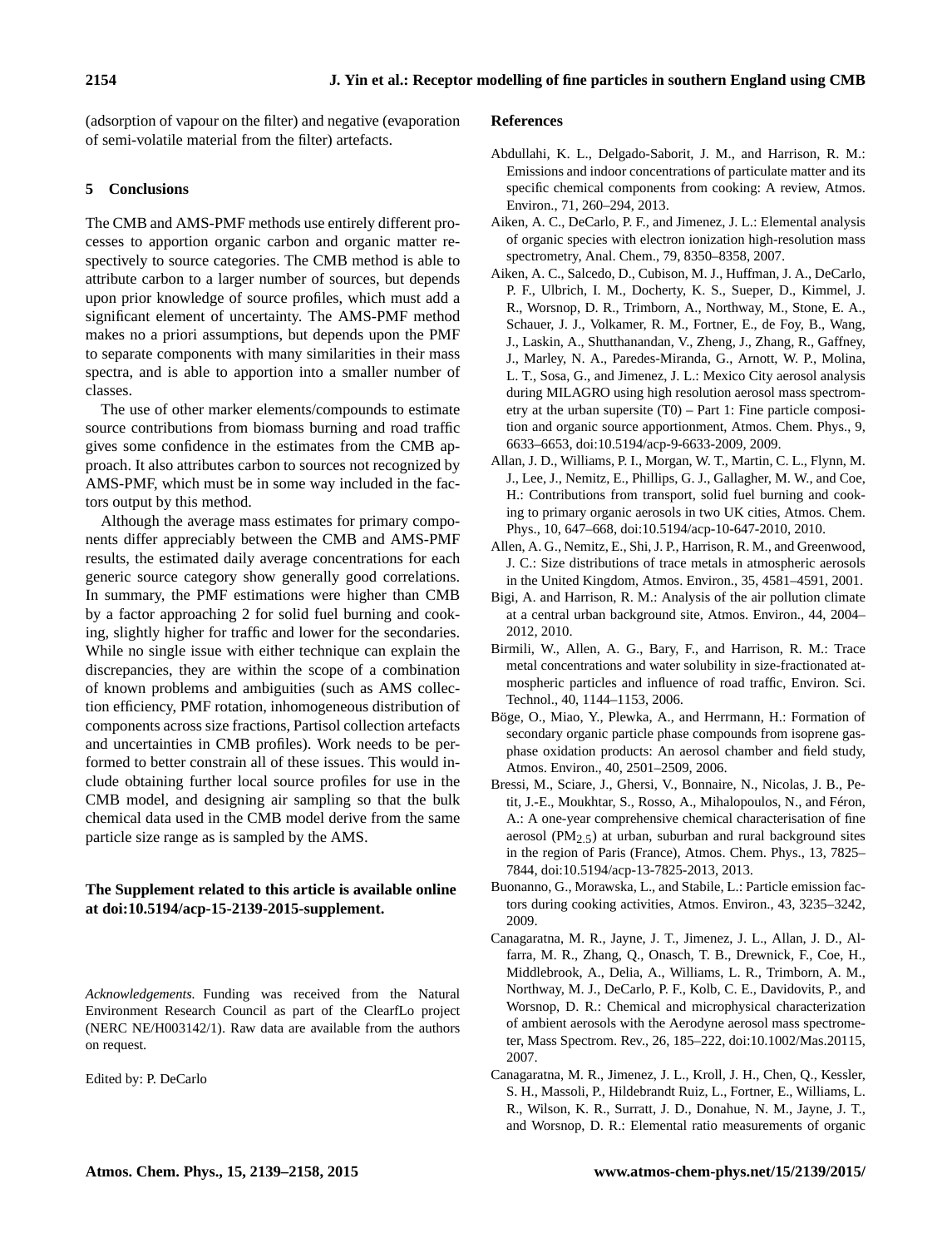(adsorption of vapour on the filter) and negative (evaporation of semi-volatile material from the filter) artefacts.

## 5 Conclusions

The CMB and AMS-PMF methods use entirely different processes to apportion organic carbon and organic matter respectively to source categories. The CMB method is able to attribute carbon to a larger number of sources, but depends upon prior knowledge of source profiles, which must add a significant element of uncertainty. The AMS-PMF method makes no a priori assumptions, but depends upon the PMF to separate components with many similarities in their mass spectra, and is able to apportion into a smaller number of classes.

The use of other marker elements/compounds to estimate source contributions from biomass burning and road traffic gives some confidence in the estimates from the CMB approach. It also attributes carbon to sources not recognized by AMS-PMF, which must be in some way included in the factors output by this method.

Although the average mass estimates for primary components differ appreciably between the CMB and AMS-PMF results, the estimated daily average concentrations for each generic source category show generally good correlations. In summary, the PMF estimations were higher than CMB by a factor approaching 2 for solid fuel burning and cooking, slightly higher for traffic and lower for the secondaries. While no single issue with either technique can explain the discrepancies, they are within the scope of a combination of known problems and ambiguities (such as AMS collection efficiency, PMF rotation, inhomogeneous distribution of components across size fractions, Partisol collection artefacts and uncertainties in CMB profiles). Work needs to be performed to better constrain all of these issues. This would include obtaining further local source profiles for use in the CMB model, and designing air sampling so that the bulk chemical data used in the CMB model derive from the same particle size range as is sampled by the AMS.

**The Supplement related to this article is available online at doi:10.5194/acp-15-2139-2015-supplement.**

*Acknowledgements.* Funding was received from the Natural Environment Research Council as part of the ClearfLo project (NERC NE/H003142/1). Raw data are available from the authors on request.

Edited by: P. DeCarlo

## References

Abdullahi, K. L., Delgado-Saborit, J. M., and Harrison, R. M.: Emissions and indoor concentrations of particulate matter and its specific chemical components from cooking: A review, Atmos. Environ., 71, 260–294, 2013.

Aiken, A. C., DeCarlo, P. F., and Jimenez, J. L.: Elemental analysis of organic species with electron ionization high-resolution mass spectrometry, Anal. Chem., 79, 8350–8358, 2007.

Aiken, A. C., Salcedo, D., Cubison, M. J., Huffman, J. A., DeCarlo, P. F., Ulbrich, I. M., Docherty, K. S., Sueper, D., Kimmel, J. R., Worsnop, D. R., Trimborn, A., Northway, M., Stone, E. A., Schauer, J. J., Volkamer, R. M., Fortner, E., de Foy, B., Wang, J., Laskin, A., Shutthanandan, V., Zheng, J., Zhang, R., Gaffney, J., Marley, N. A., Paredes-Miranda, G., Arnott, W. P., Molina, L. T., Sosa, G., and Jimenez, J. L.: Mexico City aerosol analysis during MILAGRO using high resolution aerosol mass spectrometry at the urban supersite (T0) – Part 1: Fine particle composition and organic source apportionment, Atmos. Chem. Phys., 9, 6633–6653, doi:10.5194/acp-9-6633-2009, 2009.

Allan, J. D., Williams, P. I., Morgan, W. T., Martin, C. L., Flynn, M. J., Lee, J., Nemitz, E., Phillips, G. J., Gallagher, M. W., and Coe, H.: Contributions from transport, solid fuel burning and cooking to primary organic aerosols in two UK cities, Atmos. Chem. Phys., 10, 647–668, doi:10.5194/acp-10-647-2010, 2010.

Allen, A. G., Nemitz, E., Shi, J. P., Harrison, R. M., and Greenwood, J. C.: Size distributions of trace metals in atmospheric aerosols in the United Kingdom, Atmos. Environ., 35, 4581–4591, 2001.

Bigi, A. and Harrison, R. M.: Analysis of the air pollution climate at a central urban background site, Atmos. Environ., 44, 2004–2012, 2010.

Birmili, W., Allen, A. G., Bary, F., and Harrison, R. M.: Trace metal concentrations and water solubility in size-fractionated atmospheric particles and influence of road traffic, Environ. Sci. Technol., 40, 1144–1153, 2006.

Böge, O., Miao, Y., Plewka, A., and Herrmann, H.: Formation of secondary organic particle phase compounds from isoprene gas-phase oxidation products: An aerosol chamber and field study, Atmos. Environ., 40, 2501–2509, 2006.

Bressi, M., Sciare, J., Ghersi, V., Bonnaire, N., Nicolas, J. B., Petit, J.-E., Moukhtar, S., Rosso, A., Mihalopoulos, N., and Féron, A.: A one-year comprehensive chemical characterisation of fine aerosol ($PM_{2.5}$) at urban, suburban and rural background sites in the region of Paris (France), Atmos. Chem. Phys., 13, 7825–7844, doi:10.5194/acp-13-7825-2013, 2013.

Buonanno, G., Morawska, L., and Stabile, L.: Particle emission factors during cooking activities, Atmos. Environ., 43, 3235–3242, 2009.

Canagaratna, M. R., Jayne, J. T., Jimenez, J. L., Allan, J. D., Alfarra, M. R., Zhang, Q., Onasch, T. B., Drewnick, F., Coe, H., Middlebrook, A., Delia, A., Williams, L. R., Trimborn, A. M., Northway, M. J., DeCarlo, P. F., Kolb, C. E., Davidovits, P., and Worsnop, D. R.: Chemical and microphysical characterization of ambient aerosols with the Aerodyne aerosol mass spectrometer, Mass Spectrom. Rev., 26, 185–222, doi:10.1002/Mas.20115, 2007.

Canagaratna, M. R., Jimenez, J. L., Kroll, J. H., Chen, Q., Kessler, S. H., Massoli, P., Hildebrandt Ruiz, L., Fortner, E., Williams, L. R., Wilson, K. R., Surratt, J. D., Donahue, N. M., Jayne, J. T., and Worsnop, D. R.: Elemental ratio measurements of organic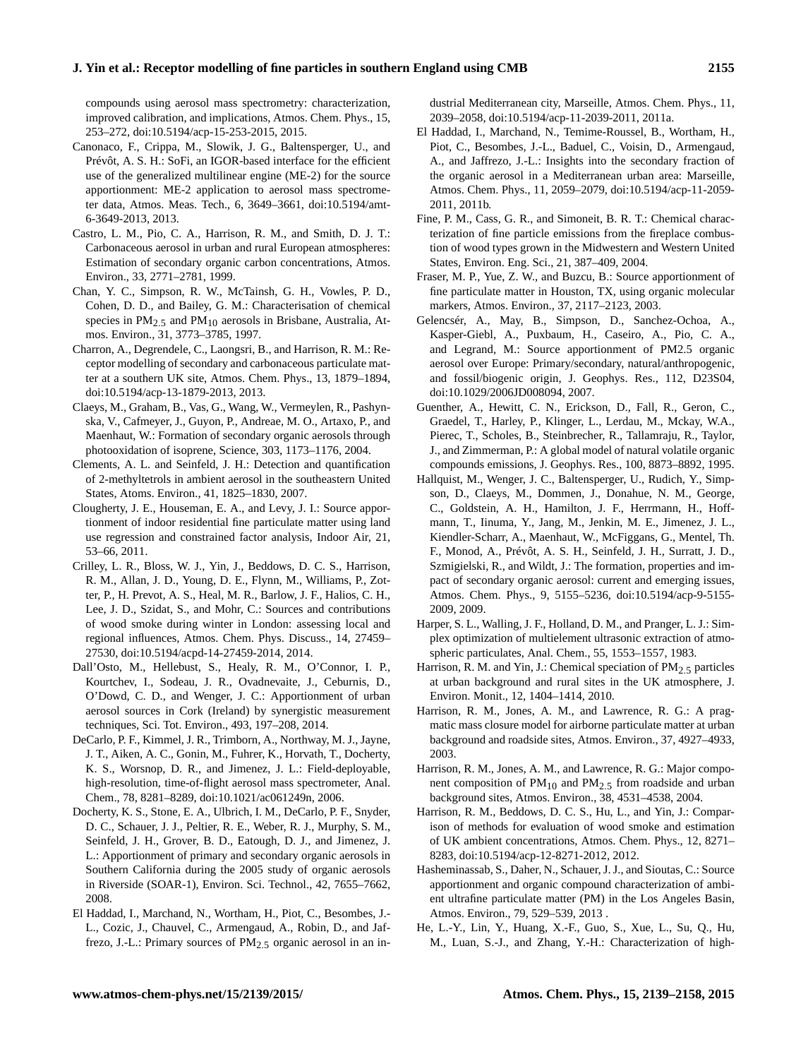compounds using aerosol mass spectrometry: characterization, improved calibration, and implications, Atmos. Chem. Phys., 15, 253–272, doi:10.5194/acp-15-253-2015, 2015.

Canonaco, F., Crippa, M., Slowik, J. G., Baltensperger, U., and Prévôt, A. S. H.: SoFi, an IGOR-based interface for the efficient use of the generalized multilinear engine (ME-2) for the source apportionment: ME-2 application to aerosol mass spectrometer data, Atmos. Meas. Tech., 6, 3649–3661, doi:10.5194/amt-6-3649-2013, 2013.

Castro, L. M., Pio, C. A., Harrison, R. M., and Smith, D. J. T.: Carbonaceous aerosol in urban and rural European atmospheres: Estimation of secondary organic carbon concentrations, Atmos. Environ., 33, 2771–2781, 1999.

Chan, Y. C., Simpson, R. W., McTainsh, G. H., Vowles, P. D., Cohen, D. D., and Bailey, G. M.: Characterisation of chemical species in $PM_{2.5}$ and $PM_{10}$ aerosols in Brisbane, Australia, Atmos. Environ., 31, 3773–3785, 1997.

Charron, A., Degrendele, C., Laongsri, B., and Harrison, R. M.: Receptor modelling of secondary and carbonaceous particulate matter at a southern UK site, Atmos. Chem. Phys., 13, 1879–1894, doi:10.5194/acp-13-1879-2013, 2013.

Claeys, M., Graham, B., Vas, G., Wang, W., Vermeylen, R., Pashynska, V., Cafmeyer, J., Guyon, P., Andreae, M. O., Artaxo, P., and Maenhaut, W.: Formation of secondary organic aerosols through photooxidation of isoprene, Science, 303, 1173–1176, 2004.

Clements, A. L. and Seinfeld, J. H.: Detection and quantification of 2-methyltetrols in ambient aerosol in the southeastern United States, Atoms. Environ., 41, 1825–1830, 2007.

Clougherty, J. E., Houseman, E. A., and Levy, J. I.: Source apportionment of indoor residential fine particulate matter using land use regression and constrained factor analysis, Indoor Air, 21, 53–66, 2011.

Crilley, L. R., Bloss, W. J., Yin, J., Beddows, D. C. S., Harrison, R. M., Allan, J. D., Young, D. E., Flynn, M., Williams, P., Zotter, P., H. Prevot, A. S., Heal, M. R., Barlow, J. F., Halios, C. H., Lee, J. D., Szidat, S., and Mohr, C.: Sources and contributions of wood smoke during winter in London: assessing local and regional influences, Atmos. Chem. Phys. Discuss., 14, 27459–27530, doi:10.5194/acpd-14-27459-2014, 2014.

Dall'Osto, M., Hellebust, S., Healy, R. M., O'Connor, I. P., Kourtchev, I., Sodeau, J. R., Ovadnevaite, J., Ceburnis, D., O'Dowd, C. D., and Wenger, J. C.: Apportionment of urban aerosol sources in Cork (Ireland) by synergistic measurement techniques, Sci. Tot. Environ., 493, 197–208, 2014.

DeCarlo, P. F., Kimmel, J. R., Trimborn, A., Northway, M. J., Jayne, J. T., Aiken, A. C., Gonin, M., Fuhrer, K., Horvath, T., Docherty, K. S., Worsnop, D. R., and Jimenez, J. L.: Field-deployable, high-resolution, time-of-flight aerosol mass spectrometer, Anal. Chem., 78, 8281–8289, doi:10.1021/ac061249n, 2006.

Docherty, K. S., Stone, E. A., Ulbrich, I. M., DeCarlo, P. F., Snyder, D. C., Schauer, J. J., Peltier, R. E., Weber, R. J., Murphy, S. M., Seinfeld, J. H., Grover, B. D., Eatough, D. J., and Jimenez, J. L.: Apportionment of primary and secondary organic aerosols in Southern California during the 2005 study of organic aerosols in Riverside (SOAR-1), Environ. Sci. Technol., 42, 7655–7662, 2008.

El Haddad, I., Marchand, N., Wortham, H., Piot, C., Besombes, J.-L., Cozic, J., Chauvel, C., Armengaud, A., Robin, D., and Jaffrezo, J.-L.: Primary sources of $PM_{2.5}$ organic aerosol in an industrial Mediterranean city, Marseille, Atmos. Chem. Phys., 11, 2039–2058, doi:10.5194/acp-11-2039-2011, 2011a.

El Haddad, I., Marchand, N., Temime-Roussel, B., Wortham, H., Piot, C., Besombes, J.-L., Baduel, C., Voisin, D., Armengaud, A., and Jaffrezo, J.-L.: Insights into the secondary fraction of the organic aerosol in a Mediterranean urban area: Marseille, Atmos. Chem. Phys., 11, 2059–2079, doi:10.5194/acp-11-2059-2011, 2011b.

Fine, P. M., Cass, G. R., and Simoneit, B. R. T.: Chemical characterization of fine particle emissions from the fireplace combustion of wood types grown in the Midwestern and Western United States, Environ. Eng. Sci., 21, 387–409, 2004.

Fraser, M. P., Yue, Z. W., and Buzcu, B.: Source apportionment of fine particulate matter in Houston, TX, using organic molecular markers, Atmos. Environ., 37, 2117–2123, 2003.

Gelencsér, A., May, B., Simpson, D., Sanchez-Ochoa, A., Kasper-Giebl, A., Puxbaum, H., Caseiro, A., Pio, C. A., and Legrand, M.: Source apportionment of PM2.5 organic aerosol over Europe: Primary/secondary, natural/anthropogenic, and fossil/biogenic origin, J. Geophys. Res., 112, D23S04, doi:10.1029/2006JD008094, 2007.

Guenther, A., Hewitt, C. N., Erickson, D., Fall, R., Geron, C., Graedel, T., Harley, P., Klinger, L., Lerdau, M., Mckay, W.A., Pierec, T., Scholes, B., Steinbrecher, R., Tallamraju, R., Taylor, J., and Zimmerman, P.: A global model of natural volatile organic compounds emissions, J. Geophys. Res., 100, 8873–8892, 1995.

Hallquist, M., Wenger, J. C., Baltensperger, U., Rudich, Y., Simpson, D., Claeys, M., Dommen, J., Donahue, N. M., George, C., Goldstein, A. H., Hamilton, J. F., Herrmann, H., Hoffmann, T., Iinuma, Y., Jang, M., Jenkin, M. E., Jimenez, J. L., Kiendler-Scharr, A., Maenhaut, W., McFiggans, G., Mentel, Th. F., Monod, A., Prévôt, A. S. H., Seinfeld, J. H., Surratt, J. D., Szmigielski, R., and Wildt, J.: The formation, properties and impact of secondary organic aerosol: current and emerging issues, Atmos. Chem. Phys., 9, 5155–5236, doi:10.5194/acp-9-5155-2009, 2009.

Harper, S. L., Walling, J. F., Holland, D. M., and Pranger, L. J.: Simplex optimization of multielement ultrasonic extraction of atmospheric particulates, Anal. Chem., 55, 1553–1557, 1983.

Harrison, R. M. and Yin, J.: Chemical speciation of $PM_{2.5}$ particles at urban background and rural sites in the UK atmosphere, J. Environ. Monit., 12, 1404–1414, 2010.

Harrison, R. M., Jones, A. M., and Lawrence, R. G.: A pragmatic mass closure model for airborne particulate matter at urban background and roadside sites, Atmos. Environ., 37, 4927–4933, 2003.

Harrison, R. M., Jones, A. M., and Lawrence, R. G.: Major component composition of $PM_{10}$ and $PM_{2.5}$ from roadside and urban background sites, Atmos. Environ., 38, 4531–4538, 2004.

Harrison, R. M., Beddows, D. C. S., Hu, L., and Yin, J.: Comparison of methods for evaluation of wood smoke and estimation of UK ambient concentrations, Atmos. Chem. Phys., 12, 8271–8283, doi:10.5194/acp-12-8271-2012, 2012.

Hasheminassab, S., Daher, N., Schauer, J. J., and Sioutas, C.: Source apportionment and organic compound characterization of ambient ultrafine particulate matter (PM) in the Los Angeles Basin, Atmos. Environ., 79, 529–539, 2013 .

He, L.-Y., Lin, Y., Huang, X.-F., Guo, S., Xue, L., Su, Q., Hu, M., Luan, S.-J., and Zhang, Y.-H.: Characterization of high-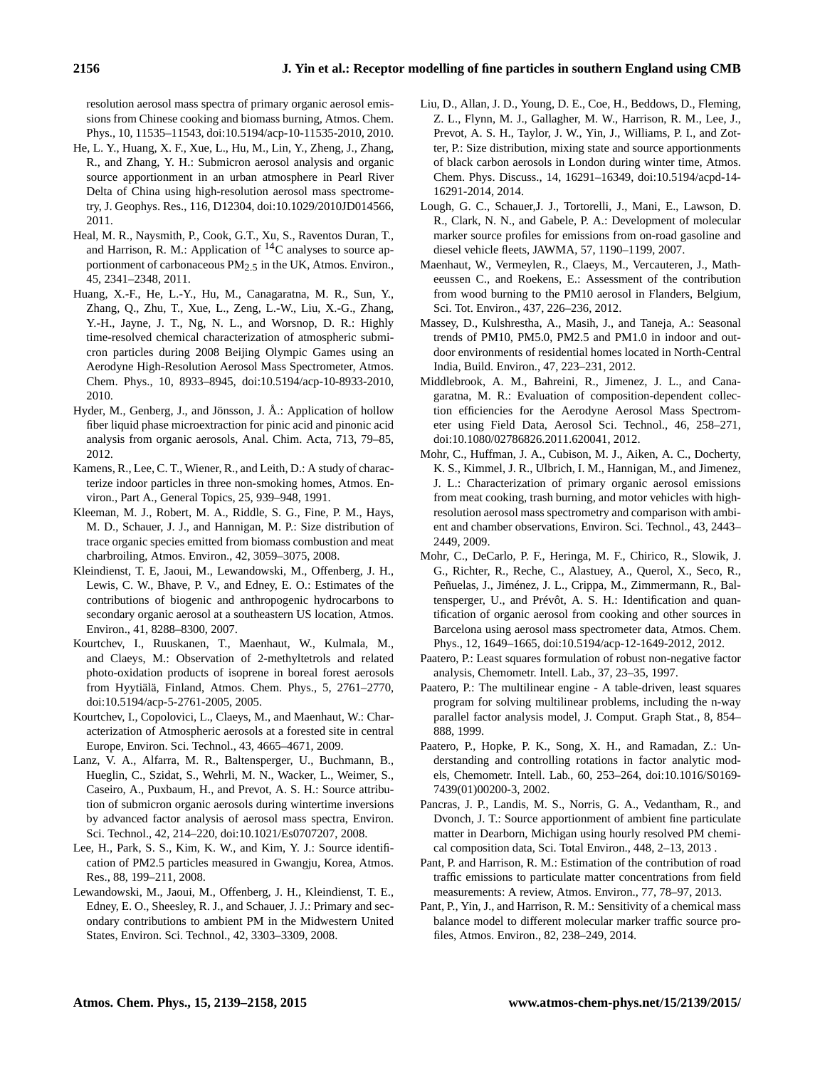resolution aerosol mass spectra of primary organic aerosol emissions from Chinese cooking and biomass burning, Atmos. Chem. Phys., 10, 11535–11543, doi:10.5194/acp-10-11535-2010, 2010.

He, L. Y., Huang, X. F., Xue, L., Hu, M., Lin, Y., Zheng, J., Zhang, R., and Zhang, Y. H.: Submicron aerosol analysis and organic source apportionment in an urban atmosphere in Pearl River Delta of China using high-resolution aerosol mass spectrometry, J. Geophys. Res., 116, D12304, doi:10.1029/2010JD014566, 2011.

Heal, M. R., Naysmith, P., Cook, G.T., Xu, S., Raventos Duran, T., and Harrison, R. M.: Application of $^{14}$C analyses to source apportionment of carbonaceous $PM_{2.5}$ in the UK, Atmos. Environ., 45, 2341–2348, 2011.

Huang, X.-F., He, L.-Y., Hu, M., Canagaratna, M. R., Sun, Y., Zhang, Q., Zhu, T., Xue, L., Zeng, L.-W., Liu, X.-G., Zhang, Y.-H., Jayne, J. T., Ng, N. L., and Worsnop, D. R.: Highly time-resolved chemical characterization of atmospheric submicron particles during 2008 Beijing Olympic Games using an Aerodyne High-Resolution Aerosol Mass Spectrometer, Atmos. Chem. Phys., 10, 8933–8945, doi:10.5194/acp-10-8933-2010, 2010.

Hyder, M., Genberg, J., and Jönsson, J. Å.: Application of hollow fiber liquid phase microextraction for pinic acid and pinonic acid analysis from organic aerosols, Anal. Chim. Acta, 713, 79–85, 2012.

Kamens, R., Lee, C. T., Wiener, R., and Leith, D.: A study of characterize indoor particles in three non-smoking homes, Atmos. Environ., Part A., General Topics, 25, 939–948, 1991.

Kleeman, M. J., Robert, M. A., Riddle, S. G., Fine, P. M., Hays, M. D., Schauer, J. J., and Hannigan, M. P.: Size distribution of trace organic species emitted from biomass combustion and meat charbroiling, Atmos. Environ., 42, 3059–3075, 2008.

Kleindienst, T. E, Jaoui, M., Lewandowski, M., Offenberg, J. H., Lewis, C. W., Bhave, P. V., and Edney, E. O.: Estimates of the contributions of biogenic and anthropogenic hydrocarbons to secondary organic aerosol at a southeastern US location, Atmos. Environ., 41, 8288–8300, 2007.

Kourtchev, I., Ruuskanen, T., Maenhaut, W., Kulmala, M., and Claeys, M.: Observation of 2-methyltetrols and related photo-oxidation products of isoprene in boreal forest aerosols from Hyytiälä, Finland, Atmos. Chem. Phys., 5, 2761–2770, doi:10.5194/acp-5-2761-2005, 2005.

Kourtchev, I., Copolovici, L., Claeys, M., and Maenhaut, W.: Characterization of Atmospheric aerosols at a forested site in central Europe, Environ. Sci. Technol., 43, 4665–4671, 2009.

Lanz, V. A., Alfarra, M. R., Baltensperger, U., Buchmann, B., Hueglin, C., Szidat, S., Wehrli, M. N., Wacker, L., Weimer, S., Caseiro, A., Puxbaum, H., and Prevot, A. S. H.: Source attribution of submicron organic aerosols during wintertime inversions by advanced factor analysis of aerosol mass spectra, Environ. Sci. Technol., 42, 214–220, doi:10.1021/Es0707207, 2008.

Lee, H., Park, S. S., Kim, K. W., and Kim, Y. J.: Source identification of PM2.5 particles measured in Gwangju, Korea, Atmos. Res., 88, 199–211, 2008.

Lewandowski, M., Jaoui, M., Offenberg, J. H., Kleindienst, T. E., Edney, E. O., Sheesley, R. J., and Schauer, J. J.: Primary and secondary contributions to ambient PM in the Midwestern United States, Environ. Sci. Technol., 42, 3303–3309, 2008.

Liu, D., Allan, J. D., Young, D. E., Coe, H., Beddows, D., Fleming, Z. L., Flynn, M. J., Gallagher, M. W., Harrison, R. M., Lee, J., Prevot, A. S. H., Taylor, J. W., Yin, J., Williams, P. I., and Zotter, P.: Size distribution, mixing state and source apportionments of black carbon aerosols in London during winter time, Atmos. Chem. Phys. Discuss., 14, 16291–16349, doi:10.5194/acpd-14-16291-2014, 2014.

Lough, G. C., Schauer,J. J., Tortorelli, J., Mani, E., Lawson, D. R., Clark, N. N., and Gabele, P. A.: Development of molecular marker source profiles for emissions from on-road gasoline and diesel vehicle fleets, JAWMA, 57, 1190–1199, 2007.

Maenhaut, W., Vermeylen, R., Claeys, M., Vercauteren, J., Matheeussen C., and Roekens, E.: Assessment of the contribution from wood burning to the PM10 aerosol in Flanders, Belgium, Sci. Tot. Environ., 437, 226–236, 2012.

Massey, D., Kulshrestha, A., Masih, J., and Taneja, A.: Seasonal trends of PM10, PM5.0, PM2.5 and PM1.0 in indoor and outdoor environments of residential homes located in North-Central India, Build. Environ., 47, 223–231, 2012.

Middlebrook, A. M., Bahreini, R., Jimenez, J. L., and Canagaratna, M. R.: Evaluation of composition-dependent collection efficiencies for the Aerodyne Aerosol Mass Spectrometer using Field Data, Aerosol Sci. Technol., 46, 258–271, doi:10.1080/02786826.2011.620041, 2012.

Mohr, C., Huffman, J. A., Cubison, M. J., Aiken, A. C., Docherty, K. S., Kimmel, J. R., Ulbrich, I. M., Hannigan, M., and Jimenez, J. L.: Characterization of primary organic aerosol emissions from meat cooking, trash burning, and motor vehicles with high-resolution aerosol mass spectrometry and comparison with ambient and chamber observations, Environ. Sci. Technol., 43, 2443–2449, 2009.

Mohr, C., DeCarlo, P. F., Heringa, M. F., Chirico, R., Slowik, J. G., Richter, R., Reche, C., Alastuey, A., Querol, X., Seco, R., Peñuelas, J., Jiménez, J. L., Crippa, M., Zimmermann, R., Baltensperger, U., and Prévôt, A. S. H.: Identification and quantification of organic aerosol from cooking and other sources in Barcelona using aerosol mass spectrometer data, Atmos. Chem. Phys., 12, 1649–1665, doi:10.5194/acp-12-1649-2012, 2012.

Paatero, P.: Least squares formulation of robust non-negative factor analysis, Chemometr. Intell. Lab., 37, 23–35, 1997.

Paatero, P.: The multilinear engine - A table-driven, least squares program for solving multilinear problems, including the n-way parallel factor analysis model, J. Comput. Graph Stat., 8, 854–888, 1999.

Paatero, P., Hopke, P. K., Song, X. H., and Ramadan, Z.: Understanding and controlling rotations in factor analytic models, Chemometr. Intell. Lab., 60, 253–264, doi:10.1016/S0169-7439(01)00200-3, 2002.

Pancras, J. P., Landis, M. S., Norris, G. A., Vedantham, R., and Dvonch, J. T.: Source apportionment of ambient fine particulate matter in Dearborn, Michigan using hourly resolved PM chemical composition data, Sci. Total Environ., 448, 2–13, 2013 .

Pant, P. and Harrison, R. M.: Estimation of the contribution of road traffic emissions to particulate matter concentrations from field measurements: A review, Atmos. Environ., 77, 78–97, 2013.

Pant, P., Yin, J., and Harrison, R. M.: Sensitivity of a chemical mass balance model to different molecular marker traffic source profiles, Atmos. Environ., 82, 238–249, 2014.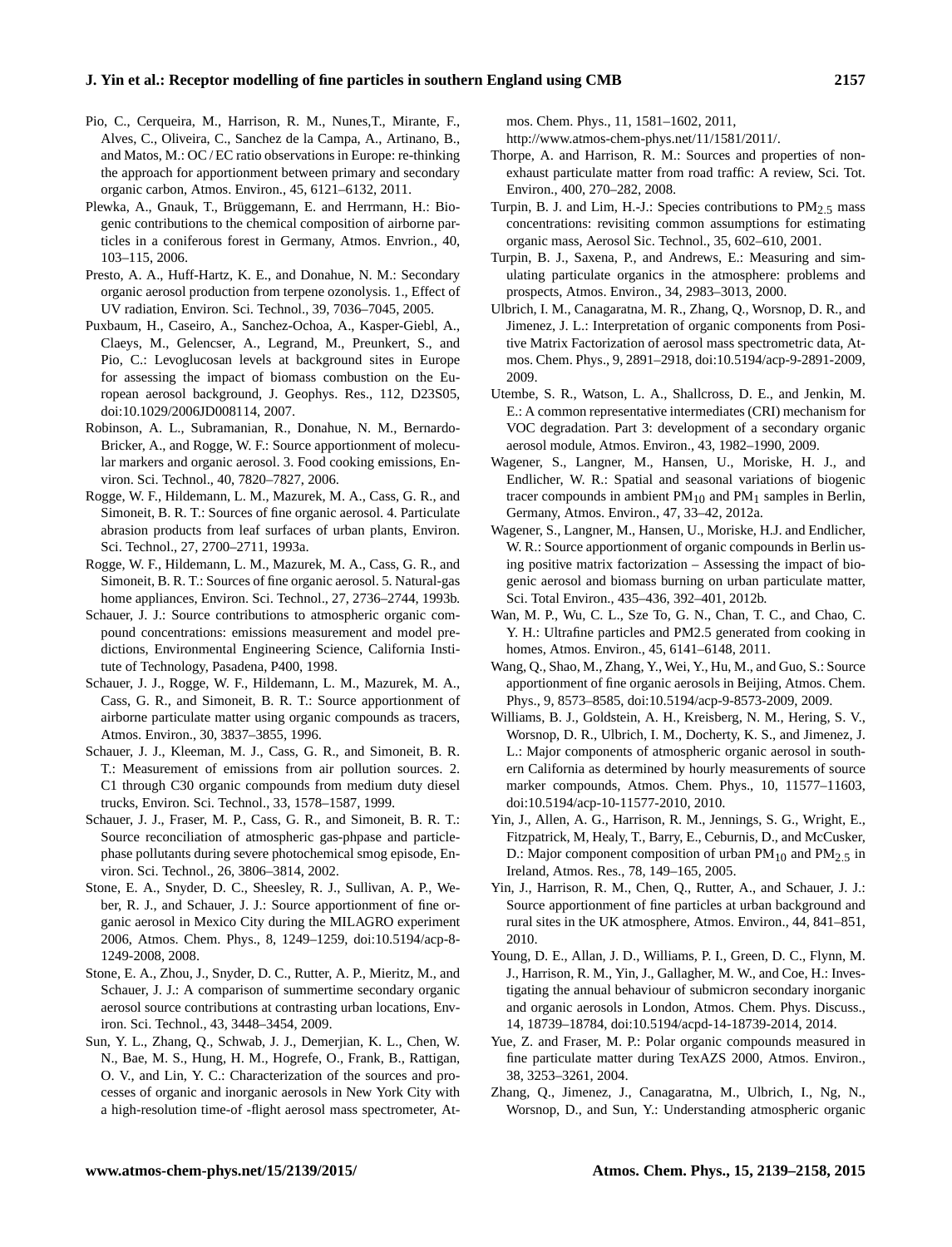Pio, C., Cerqueira, M., Harrison, R. M., Nunes,T., Mirante, F., Alves, C., Oliveira, C., Sanchez de la Campa, A., Artinano, B., and Matos, M.: OC / EC ratio observations in Europe: re-thinking the approach for apportionment between primary and secondary organic carbon, Atmos. Environ., 45, 6121–6132, 2011.

Plewka, A., Gnauk, T., Brüggemann, E. and Herrmann, H.: Biogenic contributions to the chemical composition of airborne particles in a coniferous forest in Germany, Atmos. Envrion., 40, 103–115, 2006.

Presto, A. A., Huff-Hartz, K. E., and Donahue, N. M.: Secondary organic aerosol production from terpene ozonolysis. 1., Effect of UV radiation, Environ. Sci. Technol., 39, 7036–7045, 2005.

Puxbaum, H., Caseiro, A., Sanchez-Ochoa, A., Kasper-Giebl, A., Claeys, M., Gelencser, A., Legrand, M., Preunkert, S., and Pio, C.: Levoglucosan levels at background sites in Europe for assessing the impact of biomass combustion on the European aerosol background, J. Geophys. Res., 112, D23S05, doi:10.1029/2006JD008114, 2007.

Robinson, A. L., Subramanian, R., Donahue, N. M., Bernardo-Bricker, A., and Rogge, W. F.: Source apportionment of molecular markers and organic aerosol. 3. Food cooking emissions, Environ. Sci. Technol., 40, 7820–7827, 2006.

Rogge, W. F., Hildemann, L. M., Mazurek, M. A., Cass, G. R., and Simoneit, B. R. T.: Sources of fine organic aerosol. 4. Particulate abrasion products from leaf surfaces of urban plants, Environ. Sci. Technol., 27, 2700–2711, 1993a.

Rogge, W. F., Hildemann, L. M., Mazurek, M. A., Cass, G. R., and Simoneit, B. R. T.: Sources of fine organic aerosol. 5. Natural-gas home appliances, Environ. Sci. Technol., 27, 2736–2744, 1993b.

Schauer, J. J.: Source contributions to atmospheric organic compound concentrations: emissions measurement and model predictions, Environmental Engineering Science, California Institute of Technology, Pasadena, P400, 1998.

Schauer, J. J., Rogge, W. F., Hildemann, L. M., Mazurek, M. A., Cass, G. R., and Simoneit, B. R. T.: Source apportionment of airborne particulate matter using organic compounds as tracers, Atmos. Environ., 30, 3837–3855, 1996.

Schauer, J. J., Kleeman, M. J., Cass, G. R., and Simoneit, B. R. T.: Measurement of emissions from air pollution sources. 2. C1 through C30 organic compounds from medium duty diesel trucks, Environ. Sci. Technol., 33, 1578–1587, 1999.

Schauer, J. J., Fraser, M. P., Cass, G. R., and Simoneit, B. R. T.: Source reconciliation of atmospheric gas-phpase and particle-phase pollutants during severe photochemical smog episode, Environ. Sci. Technol., 26, 3806–3814, 2002.

Stone, E. A., Snyder, D. C., Sheesley, R. J., Sullivan, A. P., Weber, R. J., and Schauer, J. J.: Source apportionment of fine organic aerosol in Mexico City during the MILAGRO experiment 2006, Atmos. Chem. Phys., 8, 1249–1259, doi:10.5194/acp-8-1249-2008, 2008.

Stone, E. A., Zhou, J., Snyder, D. C., Rutter, A. P., Mieritz, M., and Schauer, J. J.: A comparison of summertime secondary organic aerosol source contributions at contrasting urban locations, Environ. Sci. Technol., 43, 3448–3454, 2009.

Sun, Y. L., Zhang, Q., Schwab, J. J., Demerjian, K. L., Chen, W. N., Bae, M. S., Hung, H. M., Hogrefe, O., Frank, B., Rattigan, O. V., and Lin, Y. C.: Characterization of the sources and processes of organic and inorganic aerosols in New York City with a high-resolution time-of -flight aerosol mass spectrometer, Atmos. Chem. Phys., 11, 1581–1602, 2011, http://www.atmos-chem-phys.net/11/1581/2011/.

Thorpe, A. and Harrison, R. M.: Sources and properties of non-exhaust particulate matter from road traffic: A review, Sci. Tot. Environ., 400, 270–282, 2008.

Turpin, B. J. and Lim, H.-J.: Species contributions to $PM_{2.5}$ mass concentrations: revisiting common assumptions for estimating organic mass, Aerosol Sic. Technol., 35, 602–610, 2001.

Turpin, B. J., Saxena, P., and Andrews, E.: Measuring and simulating particulate organics in the atmosphere: problems and prospects, Atmos. Environ., 34, 2983–3013, 2000.

Ulbrich, I. M., Canagaratna, M. R., Zhang, Q., Worsnop, D. R., and Jimenez, J. L.: Interpretation of organic components from Positive Matrix Factorization of aerosol mass spectrometric data, Atmos. Chem. Phys., 9, 2891–2918, doi:10.5194/acp-9-2891-2009, 2009.

Utembe, S. R., Watson, L. A., Shallcross, D. E., and Jenkin, M. E.: A common representative intermediates (CRI) mechanism for VOC degradation. Part 3: development of a secondary organic aerosol module, Atmos. Environ., 43, 1982–1990, 2009.

Wagener, S., Langner, M., Hansen, U., Moriske, H. J., and Endlicher, W. R.: Spatial and seasonal variations of biogenic tracer compounds in ambient $PM_{10}$ and $PM_1$ samples in Berlin, Germany, Atmos. Environ., 47, 33–42, 2012a.

Wagener, S., Langner, M., Hansen, U., Moriske, H.J. and Endlicher, W. R.: Source apportionment of organic compounds in Berlin using positive matrix factorization – Assessing the impact of biogenic aerosol and biomass burning on urban particulate matter, Sci. Total Environ., 435–436, 392–401, 2012b.

Wan, M. P., Wu, C. L., Sze To, G. N., Chan, T. C., and Chao, C. Y. H.: Ultrafine particles and PM2.5 generated from cooking in homes, Atmos. Environ., 45, 6141–6148, 2011.

Wang, Q., Shao, M., Zhang, Y., Wei, Y., Hu, M., and Guo, S.: Source apportionment of fine organic aerosols in Beijing, Atmos. Chem. Phys., 9, 8573–8585, doi:10.5194/acp-9-8573-2009, 2009.

Williams, B. J., Goldstein, A. H., Kreisberg, N. M., Hering, S. V., Worsnop, D. R., Ulbrich, I. M., Docherty, K. S., and Jimenez, J. L.: Major components of atmospheric organic aerosol in southern California as determined by hourly measurements of source marker compounds, Atmos. Chem. Phys., 10, 11577–11603, doi:10.5194/acp-10-11577-2010, 2010.

Yin, J., Allen, A. G., Harrison, R. M., Jennings, S. G., Wright, E., Fitzpatrick, M, Healy, T., Barry, E., Ceburnis, D., and McCusker, D.: Major component composition of urban $PM_{10}$ and $PM_{2.5}$ in Ireland, Atmos. Res., 78, 149–165, 2005.

Yin, J., Harrison, R. M., Chen, Q., Rutter, A., and Schauer, J. J.: Source apportionment of fine particles at urban background and rural sites in the UK atmosphere, Atmos. Environ., 44, 841–851, 2010.

Young, D. E., Allan, J. D., Williams, P. I., Green, D. C., Flynn, M. J., Harrison, R. M., Yin, J., Gallagher, M. W., and Coe, H.: Investigating the annual behaviour of submicron secondary inorganic and organic aerosols in London, Atmos. Chem. Phys. Discuss., 14, 18739–18784, doi:10.5194/acpd-14-18739-2014, 2014.

Yue, Z. and Fraser, M. P.: Polar organic compounds measured in fine particulate matter during TexAZS 2000, Atmos. Environ., 38, 3253–3261, 2004.

Zhang, Q., Jimenez, J., Canagaratna, M., Ulbrich, I., Ng, N., Worsnop, D., and Sun, Y.: Understanding atmospheric organic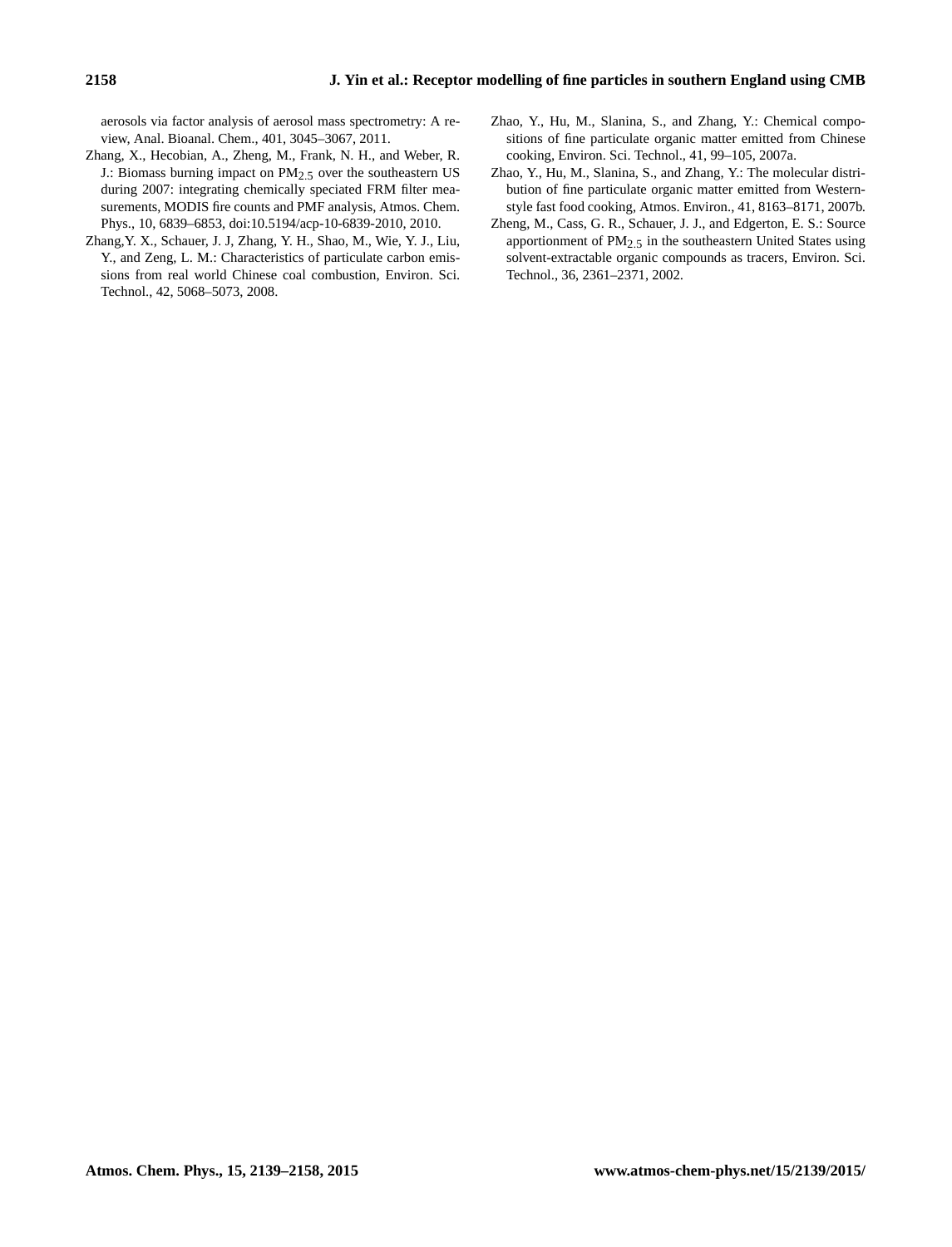aerosols via factor analysis of aerosol mass spectrometry: A review, Anal. Bioanal. Chem., 401, 3045–3067, 2011.

Zhang, X., Hecobian, A., Zheng, M., Frank, N. H., and Weber, R. J.: Biomass burning impact on $PM_{2.5}$ over the southeastern US during 2007: integrating chemically speciated FRM filter measurements, MODIS fire counts and PMF analysis, Atmos. Chem. Phys., 10, 6839–6853, doi:10.5194/acp-10-6839-2010, 2010.

Zhang,Y. X., Schauer, J. J, Zhang, Y. H., Shao, M., Wie, Y. J., Liu, Y., and Zeng, L. M.: Characteristics of particulate carbon emissions from real world Chinese coal combustion, Environ. Sci. Technol., 42, 5068–5073, 2008.

Zhao, Y., Hu, M., Slanina, S., and Zhang, Y.: Chemical compositions of fine particulate organic matter emitted from Chinese cooking, Environ. Sci. Technol., 41, 99–105, 2007a.

Zhao, Y., Hu, M., Slanina, S., and Zhang, Y.: The molecular distribution of fine particulate organic matter emitted from Western-style fast food cooking, Atmos. Environ., 41, 8163–8171, 2007b.

Zheng, M., Cass, G. R., Schauer, J. J., and Edgerton, E. S.: Source apportionment of $PM_{2.5}$ in the southeastern United States using solvent-extractable organic compounds as tracers, Environ. Sci. Technol., 36, 2361–2371, 2002.